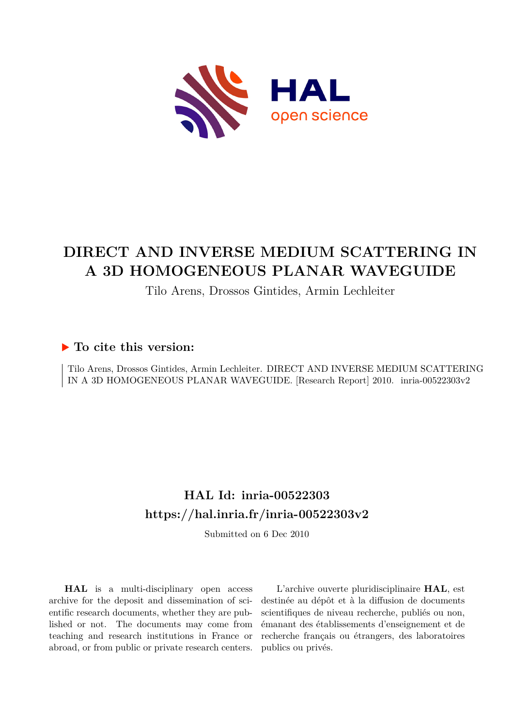# DIRECT AND INVERSE MEDIUM SCATTERING IN A 3D HOMOGENEOUS PLANAR WAVEGUIDE

Tilo Arens, Drossos Gintides, Armin Lechleiter

## ▶ To cite this version:

Tilo Arens, Drossos Gintides, Armin Lechleiter. DIRECT AND INVERSE MEDIUM SCATTERING IN A 3D HOMOGENEOUS PLANAR WAVEGUIDE. [Research Report] 2010. inria-00522303v2

## HAL Id: inria-00522303

## https://hal.inria.fr/inria-00522303v2

Submitted on 6 Dec 2010

**HAL** is a multi-disciplinary open access archive for the deposit and dissemination of scientific research documents, whether they are published or not. The documents may come from teaching and research institutions in France or abroad, or from public or private research centers.

L'archive ouverte pluridisciplinaire **HAL**, est destinée au dépôt et à la diffusion de documents scientifiques de niveau recherche, publiés ou non, émanant des établissements d'enseignement et de recherche français ou étrangers, des laboratoires publics ou privés.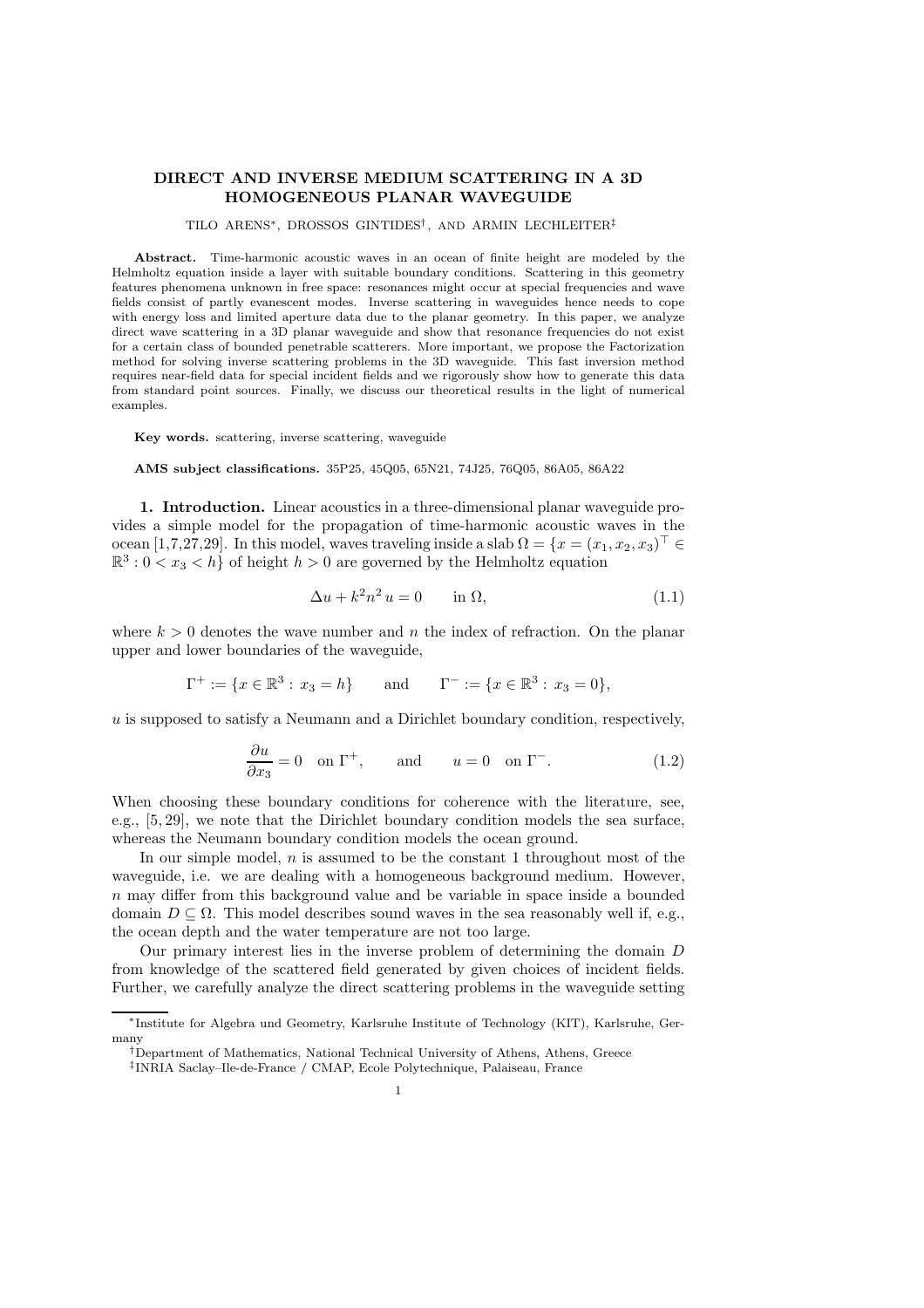# DIRECT AND INVERSE MEDIUM SCATTERING IN A 3D HOMOGENEOUS PLANAR WAVEGUIDE

TILO ARENS[*], DROSSOS GINTIDES[†], AND ARMIN LECHLEITER[‡]

**Abstract.** Time-harmonic acoustic waves in an ocean of finite height are modeled by the Helmholtz equation inside a layer with suitable boundary conditions. Scattering in this geometry features phenomena unknown in free space: resonances might occur at special frequencies and wave fields consist of partly evanescent modes. Inverse scattering in waveguides hence needs to cope with energy loss and limited aperture data due to the planar geometry. In this paper, we analyze direct wave scattering in a 3D planar waveguide and show that resonance frequencies do not exist for a certain class of bounded penetrable scatterers. More important, we propose the Factorization method for solving inverse scattering problems in the 3D waveguide. This fast inversion method requires near-field data for special incident fields and we rigorously show how to generate this data from standard point sources. Finally, we discuss our theoretical results in the light of numerical examples.

**Key words.** scattering, inverse scattering, waveguide

**AMS subject classifications.** 35P25, 45Q05, 65N21, 74J25, 76Q05, 86A05, 86A22

**1. Introduction.** Linear acoustics in a three-dimensional planar waveguide provides a simple model for the propagation of time-harmonic acoustic waves in the ocean [1,7,27,29]. In this model, waves traveling inside a slab $\Omega = \{x = (x_1, x_2, x_3)^\top \in \mathbb{R}^3 : 0 < x_3 < h\}$ of height $h > 0$ are governed by the Helmholtz equation

$$\Delta u + k^2 n^2 u = 0 \qquad \text{in } \Omega, \tag{1.1}$$

where $k > 0$ denotes the wave number and $n$ the index of refraction. On the planar upper and lower boundaries of the waveguide,

$$\Gamma^+ := \{x \in \mathbb{R}^3 : x_3 = h\} \qquad \text{and} \qquad \Gamma^- := \{x \in \mathbb{R}^3 : x_3 = 0\},$$

$u$ is supposed to satisfy a Neumann and a Dirichlet boundary condition, respectively,

$$\frac{\partial u}{\partial x_3} = 0 \quad \text{on } \Gamma^+, \qquad \text{and} \qquad u = 0 \quad \text{on } \Gamma^-. \tag{1.2}$$

When choosing these boundary conditions for coherence with the literature, see, e.g., [5, 29], we note that the Dirichlet boundary condition models the sea surface, whereas the Neumann boundary condition models the ocean ground.

In our simple model, $n$ is assumed to be the constant 1 throughout most of the waveguide, i.e. we are dealing with a homogeneous background medium. However, $n$ may differ from this background value and be variable in space inside a bounded domain $D \subseteq \Omega$. This model describes sound waves in the sea reasonably well if, e.g., the ocean depth and the water temperature are not too large.

Our primary interest lies in the inverse problem of determining the domain $D$ from knowledge of the scattered field generated by given choices of incident fields. Further, we carefully analyze the direct scattering problems in the waveguide setting

[*] Institute for Algebra und Geometry, Karlsruhe Institute of Technology (KIT), Karlsruhe, Germany

[†] Department of Mathematics, National Technical University of Athens, Athens, Greece

[‡] INRIA Saclay–Ile-de-France / CMAP, Ecole Polytechnique, Palaiseau, France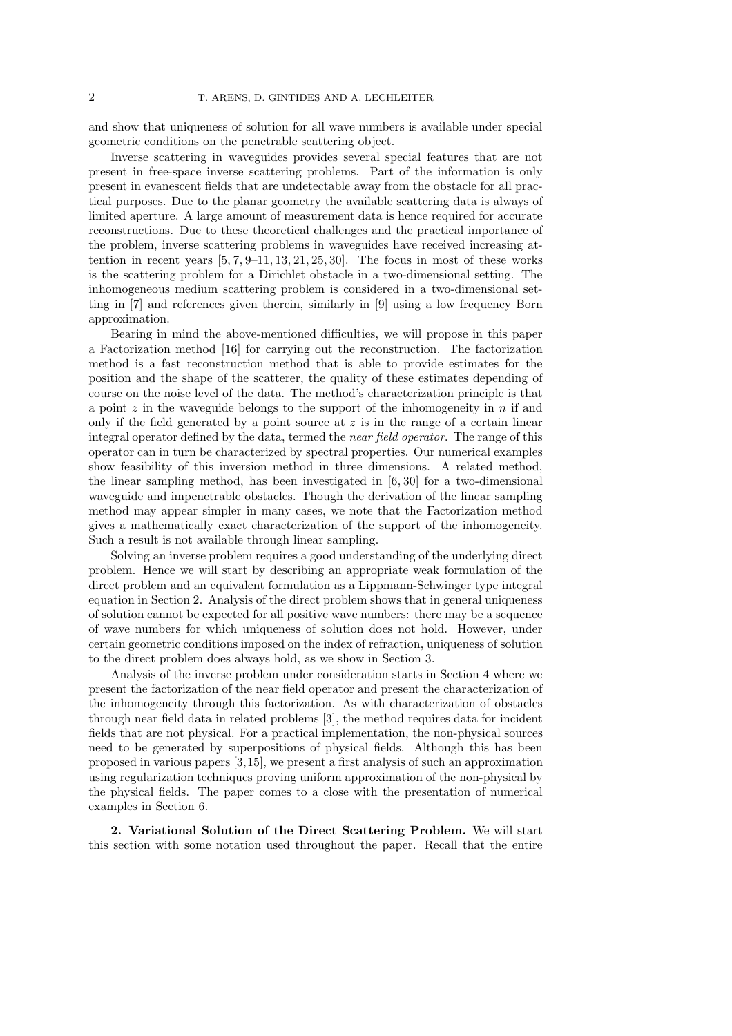and show that uniqueness of solution for all wave numbers is available under special geometric conditions on the penetrable scattering object.

Inverse scattering in waveguides provides several special features that are not present in free-space inverse scattering problems. Part of the information is only present in evanescent fields that are undetectable away from the obstacle for all practical purposes. Due to the planar geometry the available scattering data is always of limited aperture. A large amount of measurement data is hence required for accurate reconstructions. Due to these theoretical challenges and the practical importance of the problem, inverse scattering problems in waveguides have received increasing attention in recent years [5, 7, 9–11, 13, 21, 25, 30]. The focus in most of these works is the scattering problem for a Dirichlet obstacle in a two-dimensional setting. The inhomogeneous medium scattering problem is considered in a two-dimensional setting in [7] and references given therein, similarly in [9] using a low frequency Born approximation.

Bearing in mind the above-mentioned difficulties, we will propose in this paper a Factorization method [16] for carrying out the reconstruction. The factorization method is a fast reconstruction method that is able to provide estimates for the position and the shape of the scatterer, the quality of these estimates depending of course on the noise level of the data. The method's characterization principle is that a point $z$ in the waveguide belongs to the support of the inhomogeneity in $n$ if and only if the field generated by a point source at $z$ is in the range of a certain linear integral operator defined by the data, termed the *near field operator*. The range of this operator can in turn be characterized by spectral properties. Our numerical examples show feasibility of this inversion method in three dimensions. A related method, the linear sampling method, has been investigated in [6, 30] for a two-dimensional waveguide and impenetrable obstacles. Though the derivation of the linear sampling method may appear simpler in many cases, we note that the Factorization method gives a mathematically exact characterization of the support of the inhomogeneity. Such a result is not available through linear sampling.

Solving an inverse problem requires a good understanding of the underlying direct problem. Hence we will start by describing an appropriate weak formulation of the direct problem and an equivalent formulation as a Lippmann-Schwinger type integral equation in Section 2. Analysis of the direct problem shows that in general uniqueness of solution cannot be expected for all positive wave numbers: there may be a sequence of wave numbers for which uniqueness of solution does not hold. However, under certain geometric conditions imposed on the index of refraction, uniqueness of solution to the direct problem does always hold, as we show in Section 3.

Analysis of the inverse problem under consideration starts in Section 4 where we present the factorization of the near field operator and present the characterization of the inhomogeneity through this factorization. As with characterization of obstacles through near field data in related problems [3], the method requires data for incident fields that are not physical. For a practical implementation, the non-physical sources need to be generated by superpositions of physical fields. Although this has been proposed in various papers [3, 15], we present a first analysis of such an approximation using regularization techniques proving uniform approximation of the non-physical by the physical fields. The paper comes to a close with the presentation of numerical examples in Section 6.

**2. Variational Solution of the Direct Scattering Problem.** We will start this section with some notation used throughout the paper. Recall that the entire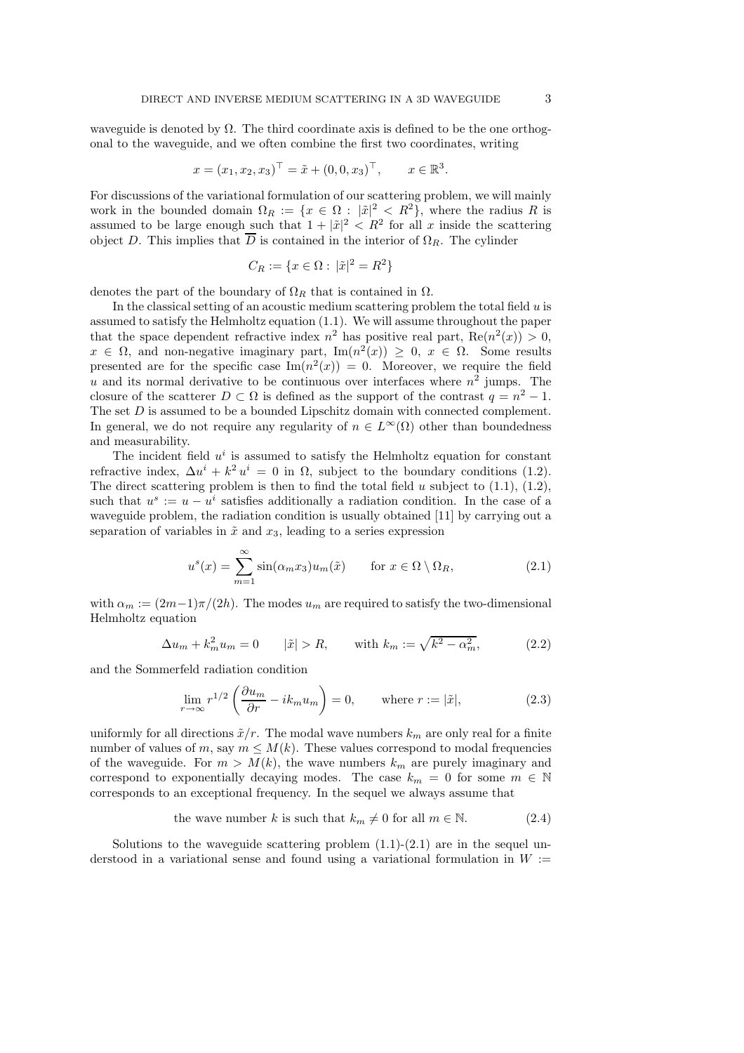waveguide is denoted by $\Omega$. The third coordinate axis is defined to be the one orthogonal to the waveguide, and we often combine the first two coordinates, writing

$$x = (x_1, x_2, x_3)^\top = \tilde{x} + (0, 0, x_3)^\top, \qquad x \in \mathbb{R}^3.$$

For discussions of the variational formulation of our scattering problem, we will mainly work in the bounded domain $\Omega_R := \{x \in \Omega : |\tilde{x}|^2 < R^2\}$, where the radius $R$ is assumed to be large enough such that $1 + |\tilde{x}|^2 < R^2$ for all $x$ inside the scattering object $D$. This implies that $\overline{D}$ is contained in the interior of $\Omega_R$. The cylinder

$$C_R := \{x \in \Omega : |\tilde{x}|^2 = R^2\}$$

denotes the part of the boundary of $\Omega_R$ that is contained in $\Omega$.

In the classical setting of an acoustic medium scattering problem the total field $u$ is assumed to satisfy the Helmholtz equation (1.1). We will assume throughout the paper that the space dependent refractive index $n^2$ has positive real part, $\mathrm{Re}(n^2(x)) > 0$, $x \in \Omega$, and non-negative imaginary part, $\mathrm{Im}(n^2(x)) \geq 0$, $x \in \Omega$. Some results presented are for the specific case $\mathrm{Im}(n^2(x)) = 0$. Moreover, we require the field $u$ and its normal derivative to be continuous over interfaces where $n^2$ jumps. The closure of the scatterer $D \subset \Omega$ is defined as the support of the contrast $q = n^2 - 1$. The set $D$ is assumed to be a bounded Lipschitz domain with connected complement. In general, we do not require any regularity of $n \in L^\infty(\Omega)$ other than boundedness and measurability.

The incident field $u^i$ is assumed to satisfy the Helmholtz equation for constant refractive index, $\Delta u^i + k^2 u^i = 0$ in $\Omega$, subject to the boundary conditions (1.2). The direct scattering problem is then to find the total field $u$ subject to (1.1), (1.2), such that $u^s := u - u^i$ satisfies additionally a radiation condition. In the case of a waveguide problem, the radiation condition is usually obtained [11] by carrying out a separation of variables in $\tilde{x}$ and $x_3$, leading to a series expression

$$u^s(x) = \sum_{m=1}^{\infty} \sin(\alpha_m x_3) u_m(\tilde{x}) \qquad \text{for } x \in \Omega \setminus \Omega_R, \tag{2.1}$$

with $\alpha_m := (2m-1)\pi/(2h)$. The modes $u_m$ are required to satisfy the two-dimensional Helmholtz equation

$$\Delta u_m + k_m^2 u_m = 0 \qquad |\tilde{x}| > R, \qquad \text{with } k_m := \sqrt{k^2 - \alpha_m^2}, \tag{2.2}$$

and the Sommerfeld radiation condition

$$\lim_{r \to \infty} r^{1/2} \left( \frac{\partial u_m}{\partial r} - i k_m u_m \right) = 0, \qquad \text{where } r := |\tilde{x}|, \tag{2.3}$$

uniformly for all directions $\tilde{x}/r$. The modal wave numbers $k_m$ are only real for a finite number of values of $m$, say $m \leq M(k)$. These values correspond to modal frequencies of the waveguide. For $m > M(k)$, the wave numbers $k_m$ are purely imaginary and correspond to exponentially decaying modes. The case $k_m = 0$ for some $m \in \mathbb{N}$ corresponds to an exceptional frequency. In the sequel we always assume that

$$\text{the wave number } k \text{ is such that } k_m \neq 0 \text{ for all } m \in \mathbb{N}. \tag{2.4}$$

Solutions to the waveguide scattering problem (1.1)-(2.1) are in the sequel understood in a variational sense and found using a variational formulation in $W :=$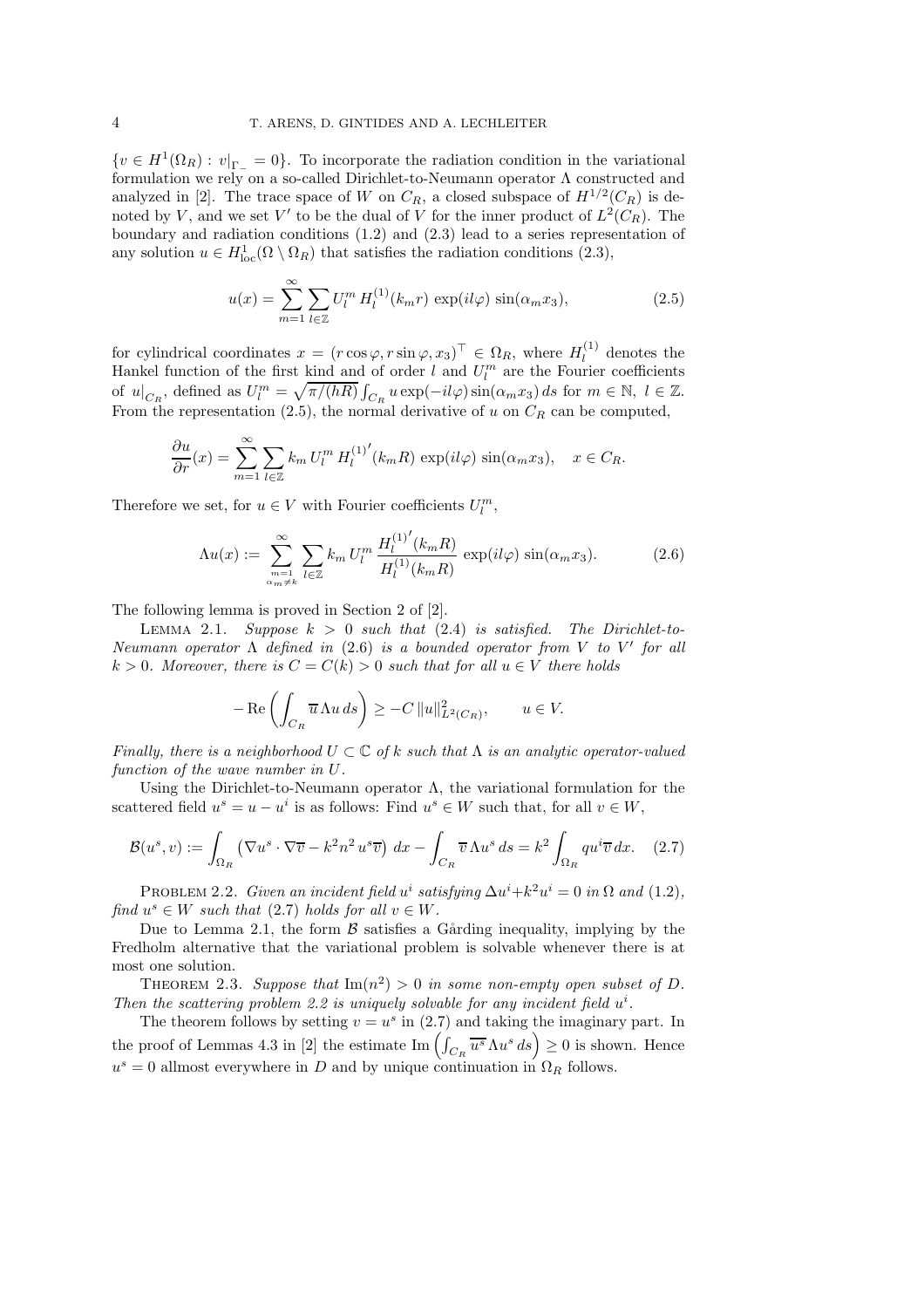$\{v \in H^1(\Omega_R) : v|_{\Gamma_-} = 0\}$. To incorporate the radiation condition in the variational formulation we rely on a so-called Dirichlet-to-Neumann operator $\Lambda$ constructed and analyzed in [2]. The trace space of $W$ on $C_R$, a closed subspace of $H^{1/2}(C_R)$ is denoted by $V$, and we set $V'$ to be the dual of $V$ for the inner product of $L^2(C_R)$. The boundary and radiation conditions (1.2) and (2.3) lead to a series representation of any solution $u \in H^1_{\text{loc}}(\Omega \setminus \Omega_R)$ that satisfies the radiation conditions (2.3),

$$u(x) = \sum_{m=1}^{\infty} \sum_{l \in \mathbb{Z}} U_l^m \, H_l^{(1)}(k_m r) \, \exp(il\varphi) \, \sin(\alpha_m x_3), \tag{2.5}$$

for cylindrical coordinates $x = (r\cos\varphi, r\sin\varphi, x_3)^\top \in \Omega_R$, where $H_l^{(1)}$ denotes the Hankel function of the first kind and of order $l$ and $U_l^m$ are the Fourier coefficients of $u|_{C_R}$, defined as $U_l^m = \sqrt{\pi/(hR)} \int_{C_R} u \exp(-il\varphi) \sin(\alpha_m x_3) \, ds$ for $m \in \mathbb{N}$, $l \in \mathbb{Z}$. From the representation (2.5), the normal derivative of $u$ on $C_R$ can be computed,

$$\frac{\partial u}{\partial r}(x) = \sum_{m=1}^{\infty} \sum_{l \in \mathbb{Z}} k_m \, U_l^m \, {H_l^{(1)}}'(k_m R) \, \exp(il\varphi) \, \sin(\alpha_m x_3), \quad x \in C_R.$$

Therefore we set, for $u \in V$ with Fourier coefficients $U_l^m$,

$$\Lambda u(x) := \sum_{\substack{m=1 \\ \alpha_m \neq k}}^{\infty} \sum_{l \in \mathbb{Z}} k_m \, U_l^m \, \frac{{H_l^{(1)}}'(k_m R)}{H_l^{(1)}(k_m R)} \, \exp(il\varphi) \, \sin(\alpha_m x_3). \tag{2.6}$$

The following lemma is proved in Section 2 of [2].

Lemma 2.1. *Suppose $k > 0$ such that (2.4) is satisfied. The Dirichlet-to-Neumann operator $\Lambda$ defined in (2.6) is a bounded operator from $V$ to $V'$ for all $k > 0$. Moreover, there is $C = C(k) > 0$ such that for all $u \in V$ there holds*

$$-\operatorname{Re}\left( \int_{C_R} \overline{u} \, \Lambda u \, ds \right) \geq -C \, \|u\|^2_{L^2(C_R)}, \qquad u \in V.$$

*Finally, there is a neighborhood $U \subset \mathbb{C}$ of $k$ such that $\Lambda$ is an analytic operator-valued function of the wave number in $U$.*

Using the Dirichlet-to-Neumann operator $\Lambda$, the variational formulation for the scattered field $u^s = u - u^i$ is as follows: Find $u^s \in W$ such that, for all $v \in W$,

$$\mathcal{B}(u^s, v) := \int_{\Omega_R} \left( \nabla u^s \cdot \nabla \overline{v} - k^2 n^2 \, u^s \overline{v} \right) \, dx - \int_{C_R} \overline{v} \, \Lambda u^s \, ds = k^2 \int_{\Omega_R} q u^i \overline{v} \, dx. \tag{2.7}$$

Problem 2.2. *Given an incident field $u^i$ satisfying $\Delta u^i + k^2 u^i = 0$ in $\Omega$ and (1.2), find $u^s \in W$ such that (2.7) holds for all $v \in W$.*

Due to Lemma 2.1, the form $\mathcal{B}$ satisfies a Gårding inequality, implying by the Fredholm alternative that the variational problem is solvable whenever there is at most one solution.

Theorem 2.3. *Suppose that $\operatorname{Im}(n^2) > 0$ in some non-empty open subset of $D$. Then the scattering problem 2.2 is uniquely solvable for any incident field $u^i$.*

The theorem follows by setting $v = u^s$ in (2.7) and taking the imaginary part. In the proof of Lemmas 4.3 in [2] the estimate $\operatorname{Im}\left( \int_{C_R} \overline{u^s} \, \Lambda u^s \, ds \right) \geq 0$ is shown. Hence $u^s = 0$ allmost everywhere in $D$ and by unique continuation in $\Omega_R$ follows.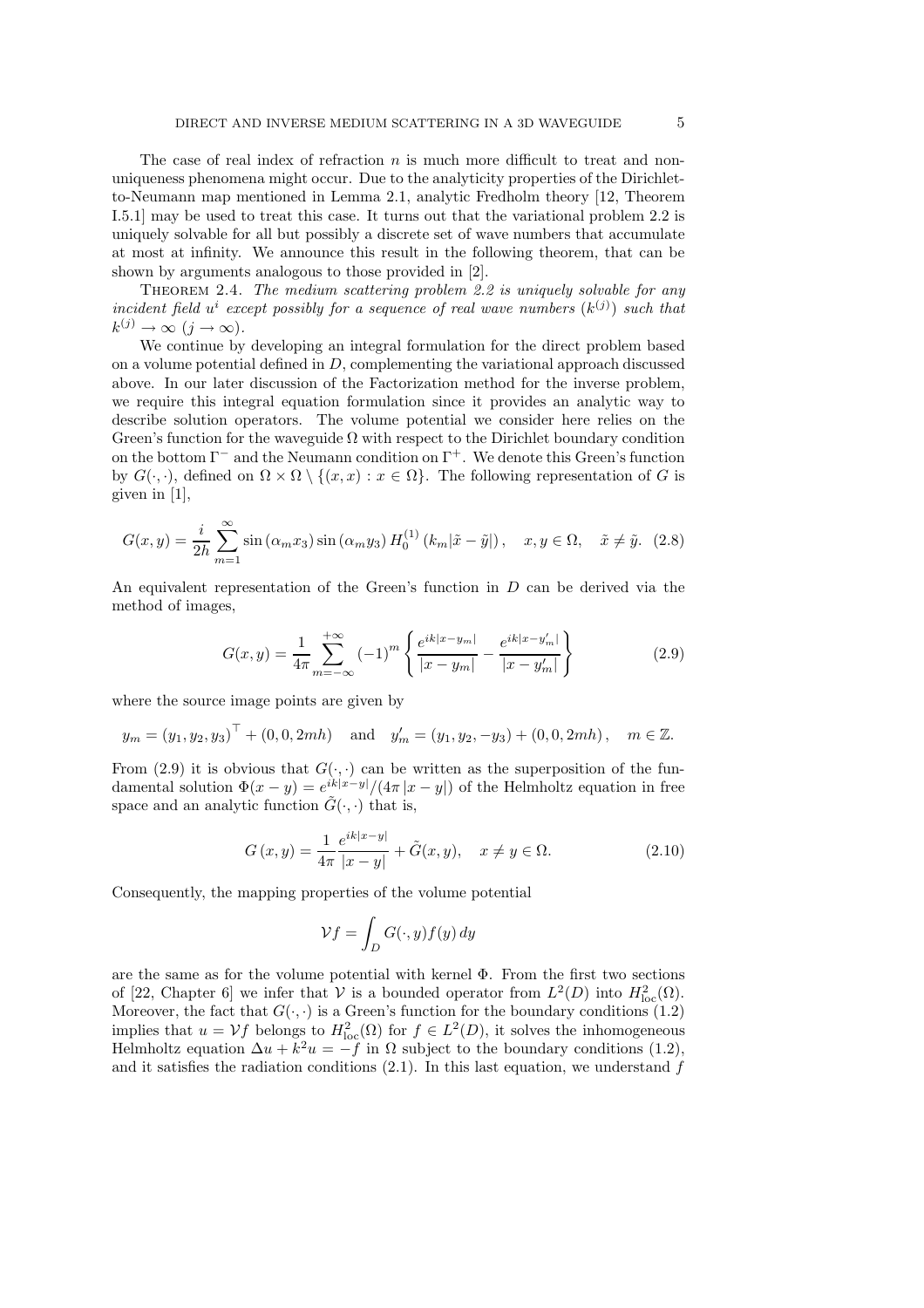The case of real index of refraction $n$ is much more difficult to treat and non-uniqueness phenomena might occur. Due to the analyticity properties of the Dirichlet-to-Neumann map mentioned in Lemma 2.1, analytic Fredholm theory [12, Theorem I.5.1] may be used to treat this case. It turns out that the variational problem 2.2 is uniquely solvable for all but possibly a discrete set of wave numbers that accumulate at most at infinity. We announce this result in the following theorem, that can be shown by arguments analogous to those provided in [2].

THEOREM 2.4. *The medium scattering problem 2.2 is uniquely solvable for any incident field $u^i$ except possibly for a sequence of real wave numbers $(k^{(j)})$ such that $k^{(j)} \to \infty$ $(j \to \infty)$.*

We continue by developing an integral formulation for the direct problem based on a volume potential defined in $D$, complementing the variational approach discussed above. In our later discussion of the Factorization method for the inverse problem, we require this integral equation formulation since it provides an analytic way to describe solution operators. The volume potential we consider here relies on the Green's function for the waveguide $\Omega$ with respect to the Dirichlet boundary condition on the bottom $\Gamma^-$ and the Neumann condition on $\Gamma^+$. We denote this Green's function by $G(\cdot, \cdot)$, defined on $\Omega \times \Omega \setminus \{(x, x) : x \in \Omega\}$. The following representation of $G$ is given in [1],

$$G(x, y) = \frac{i}{2h} \sum_{m=1}^{\infty} \sin(\alpha_m x_3) \sin(\alpha_m y_3) H_0^{(1)}(k_m |\tilde{x} - \tilde{y}|), \quad x, y \in \Omega, \quad \tilde{x} \neq \tilde{y}. \tag{2.8}$$

An equivalent representation of the Green's function in $D$ can be derived via the method of images,

$$G(x, y) = \frac{1}{4\pi} \sum_{m=-\infty}^{+\infty} (-1)^m \left\{ \frac{e^{ik|x - y_m|}}{|x - y_m|} - \frac{e^{ik|x - y'_m|}}{|x - y'_m|} \right\} \tag{2.9}$$

where the source image points are given by

$$y_m = (y_1, y_2, y_3)^\top + (0, 0, 2mh) \quad \text{and} \quad y'_m = (y_1, y_2, -y_3) + (0, 0, 2mh), \quad m \in \mathbb{Z}.$$

From (2.9) it is obvious that $G(\cdot, \cdot)$ can be written as the superposition of the fundamental solution $\Phi(x - y) = e^{ik|x-y|}/(4\pi |x - y|)$ of the Helmholtz equation in free space and an analytic function $\tilde{G}(\cdot, \cdot)$ that is,

$$G(x, y) = \frac{1}{4\pi} \frac{e^{ik|x-y|}}{|x - y|} + \tilde{G}(x, y), \quad x \neq y \in \Omega. \tag{2.10}$$

Consequently, the mapping properties of the volume potential

$$\mathcal{V} f = \int_D G(\cdot, y) f(y) \, dy$$

are the same as for the volume potential with kernel $\Phi$. From the first two sections of [22, Chapter 6] we infer that $\mathcal{V}$ is a bounded operator from $L^2(D)$ into $H^2_{\text{loc}}(\Omega)$. Moreover, the fact that $G(\cdot, \cdot)$ is a Green's function for the boundary conditions (1.2) implies that $u = \mathcal{V} f$ belongs to $H^2_{\text{loc}}(\Omega)$ for $f \in L^2(D)$, it solves the inhomogeneous Helmholtz equation $\Delta u + k^2 u = -f$ in $\Omega$ subject to the boundary conditions (1.2), and it satisfies the radiation conditions (2.1). In this last equation, we understand $f$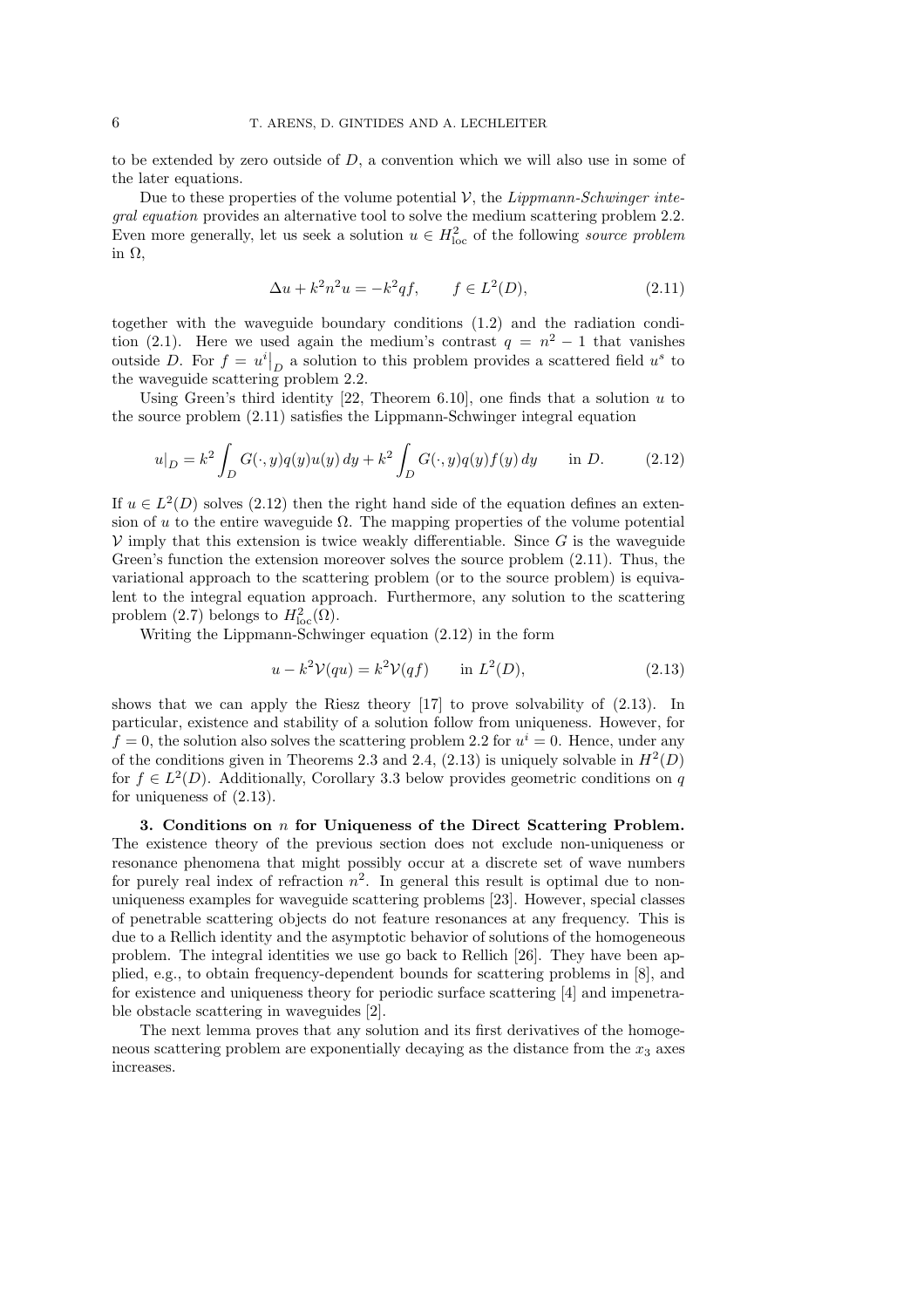to be extended by zero outside of $D$, a convention which we will also use in some of the later equations.

Due to these properties of the volume potential $\mathcal{V}$, the *Lippmann-Schwinger integral equation* provides an alternative tool to solve the medium scattering problem 2.2. Even more generally, let us seek a solution $u \in H^2_{\mathrm{loc}}$ of the following *source problem* in $\Omega$,

$$\Delta u + k^2 n^2 u = -k^2 q f, \qquad f \in L^2(D), \tag{2.11}$$

together with the waveguide boundary conditions (1.2) and the radiation condition (2.1). Here we used again the medium's contrast $q = n^2 - 1$ that vanishes outside $D$. For $f = u^i\big|_D$ a solution to this problem provides a scattered field $u^s$ to the waveguide scattering problem 2.2.

Using Green's third identity [22, Theorem 6.10], one finds that a solution $u$ to the source problem (2.11) satisfies the Lippmann-Schwinger integral equation

$$u|_D = k^2 \int_D G(\cdot, y) q(y) u(y)\, dy + k^2 \int_D G(\cdot, y) q(y) f(y)\, dy \qquad \text{in } D. \tag{2.12}$$

If $u \in L^2(D)$ solves (2.12) then the right hand side of the equation defines an extension of $u$ to the entire waveguide $\Omega$. The mapping properties of the volume potential $\mathcal{V}$ imply that this extension is twice weakly differentiable. Since $G$ is the waveguide Green's function the extension moreover solves the source problem (2.11). Thus, the variational approach to the scattering problem (or to the source problem) is equivalent to the integral equation approach. Furthermore, any solution to the scattering problem (2.7) belongs to $H^2_{\mathrm{loc}}(\Omega)$.

Writing the Lippmann-Schwinger equation (2.12) in the form

$$u - k^2 \mathcal{V}(qu) = k^2 \mathcal{V}(qf) \qquad \text{in } L^2(D), \tag{2.13}$$

shows that we can apply the Riesz theory [17] to prove solvability of (2.13). In particular, existence and stability of a solution follow from uniqueness. However, for $f = 0$, the solution also solves the scattering problem 2.2 for $u^i = 0$. Hence, under any of the conditions given in Theorems 2.3 and 2.4, (2.13) is uniquely solvable in $H^2(D)$ for $f \in L^2(D)$. Additionally, Corollary 3.3 below provides geometric conditions on $q$ for uniqueness of (2.13).

**3. Conditions on $n$ for Uniqueness of the Direct Scattering Problem.** The existence theory of the previous section does not exclude non-uniqueness or resonance phenomena that might possibly occur at a discrete set of wave numbers for purely real index of refraction $n^2$. In general this result is optimal due to non-uniqueness examples for waveguide scattering problems [23]. However, special classes of penetrable scattering objects do not feature resonances at any frequency. This is due to a Rellich identity and the asymptotic behavior of solutions of the homogeneous problem. The integral identities we use go back to Rellich [26]. They have been applied, e.g., to obtain frequency-dependent bounds for scattering problems in [8], and for existence and uniqueness theory for periodic surface scattering [4] and impenetrable obstacle scattering in waveguides [2].

The next lemma proves that any solution and its first derivatives of the homogeneous scattering problem are exponentially decaying as the distance from the $x_3$ axes increases.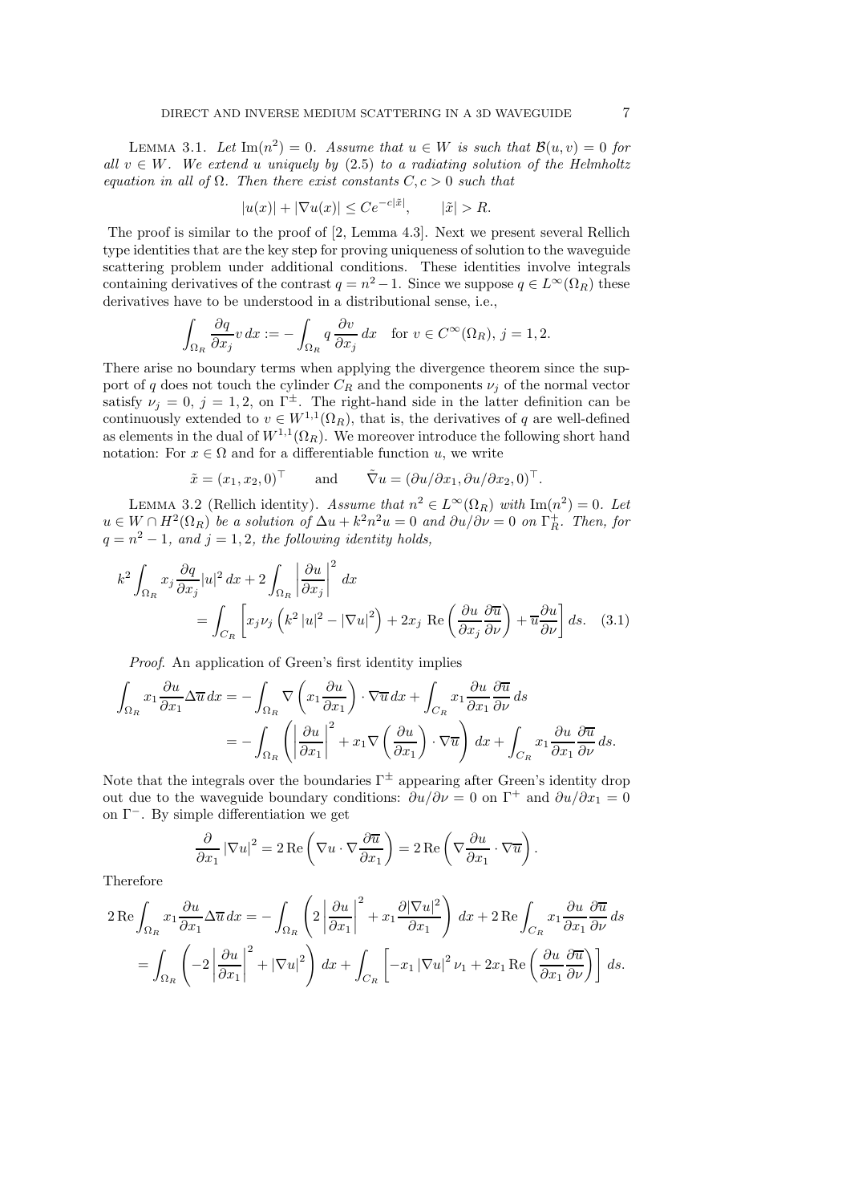LEMMA 3.1. *Let $\mathrm{Im}(n^2) = 0$. Assume that $u \in W$ is such that $\mathcal{B}(u, v) = 0$ for all $v \in W$. We extend $u$ uniquely by (2.5) to a radiating solution of the Helmholtz equation in all of $\Omega$. Then there exist constants $C, c > 0$ such that*

$$|u(x)| + |\nabla u(x)| \leq C e^{-c|\tilde{x}|}, \qquad |\tilde{x}| > R.$$

The proof is similar to the proof of [2, Lemma 4.3]. Next we present several Rellich type identities that are the key step for proving uniqueness of solution to the waveguide scattering problem under additional conditions. These identities involve integrals containing derivatives of the contrast $q = n^2 - 1$. Since we suppose $q \in L^\infty(\Omega_R)$ these derivatives have to be understood in a distributional sense, i.e.,

$$\int_{\Omega_R} \frac{\partial q}{\partial x_j} v \, dx := - \int_{\Omega_R} q \frac{\partial v}{\partial x_j} \, dx \quad \text{for } v \in C^\infty(\Omega_R), \, j = 1, 2.$$

There arise no boundary terms when applying the divergence theorem since the support of $q$ does not touch the cylinder $C_R$ and the components $\nu_j$ of the normal vector satisfy $\nu_j = 0$, $j = 1, 2$, on $\Gamma^\pm$. The right-hand side in the latter definition can be continuously extended to $v \in W^{1,1}(\Omega_R)$, that is, the derivatives of $q$ are well-defined as elements in the dual of $W^{1,1}(\Omega_R)$. We moreover introduce the following short hand notation: For $x \in \Omega$ and for a differentiable function $u$, we write

$$\tilde{x} = (x_1, x_2, 0)^\top \qquad \text{and} \qquad \tilde{\nabla} u = (\partial u / \partial x_1, \partial u / \partial x_2, 0)^\top.$$

LEMMA 3.2 (Rellich identity). *Assume that $n^2 \in L^\infty(\Omega_R)$ with $\mathrm{Im}(n^2) = 0$. Let $u \in W \cap H^2(\Omega_R)$ be a solution of $\Delta u + k^2 n^2 u = 0$ and $\partial u / \partial \nu = 0$ on $\Gamma_R^+$. Then, for $q = n^2 - 1$, and $j = 1, 2$, the following identity holds,*

$$k^2 \int_{\Omega_R} x_j \frac{\partial q}{\partial x_j} |u|^2 \, dx + 2 \int_{\Omega_R} \left| \frac{\partial u}{\partial x_j} \right|^2 \, dx = \int_{C_R} \left[ x_j \nu_j \left( k^2 |u|^2 - |\nabla u|^2 \right) + 2 x_j \, \mathrm{Re} \left( \frac{\partial u}{\partial x_j} \frac{\partial \overline{u}}{\partial \nu} \right) + \overline{u} \frac{\partial u}{\partial \nu} \right] ds. \quad (3.1)$$

*Proof.* An application of Green's first identity implies

$$\begin{aligned}
\int_{\Omega_R} x_1 \frac{\partial u}{\partial x_1} \Delta \overline{u} \, dx &= - \int_{\Omega_R} \nabla \left( x_1 \frac{\partial u}{\partial x_1} \right) \cdot \nabla \overline{u} \, dx + \int_{C_R} x_1 \frac{\partial u}{\partial x_1} \frac{\partial \overline{u}}{\partial \nu} \, ds \\
&= - \int_{\Omega_R} \left( \left| \frac{\partial u}{\partial x_1} \right|^2 + x_1 \nabla \left( \frac{\partial u}{\partial x_1} \right) \cdot \nabla \overline{u} \right) dx + \int_{C_R} x_1 \frac{\partial u}{\partial x_1} \frac{\partial \overline{u}}{\partial \nu} \, ds.
\end{aligned}$$

Note that the integrals over the boundaries $\Gamma^\pm$ appearing after Green's identity drop out due to the waveguide boundary conditions: $\partial u / \partial \nu = 0$ on $\Gamma^+$ and $\partial u / \partial x_1 = 0$ on $\Gamma^-$. By simple differentiation we get

$$\frac{\partial}{\partial x_1} |\nabla u|^2 = 2 \, \mathrm{Re} \left( \nabla u \cdot \nabla \frac{\partial \overline{u}}{\partial x_1} \right) = 2 \, \mathrm{Re} \left( \nabla \frac{\partial u}{\partial x_1} \cdot \nabla \overline{u} \right).$$

Therefore

$$\begin{aligned}
2 \, \mathrm{Re} \int_{\Omega_R} x_1 \frac{\partial u}{\partial x_1} \Delta \overline{u} \, dx &= - \int_{\Omega_R} \left( 2 \left| \frac{\partial u}{\partial x_1} \right|^2 + x_1 \frac{\partial |\nabla u|^2}{\partial x_1} \right) dx + 2 \, \mathrm{Re} \int_{C_R} x_1 \frac{\partial u}{\partial x_1} \frac{\partial \overline{u}}{\partial \nu} \, ds \\
&= \int_{\Omega_R} \left( -2 \left| \frac{\partial u}{\partial x_1} \right|^2 + |\nabla u|^2 \right) dx + \int_{C_R} \left[ -x_1 |\nabla u|^2 \nu_1 + 2 x_1 \, \mathrm{Re} \left( \frac{\partial u}{\partial x_1} \frac{\partial \overline{u}}{\partial \nu} \right) \right] ds.
\end{aligned}$$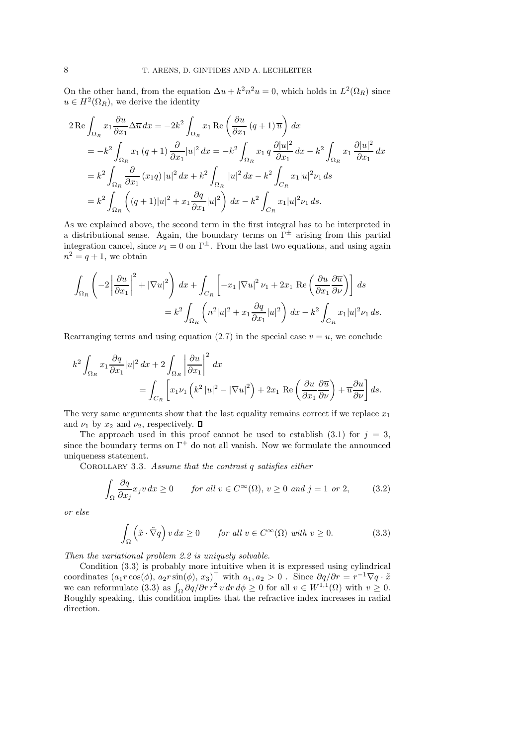On the other hand, from the equation $\Delta u + k^2 n^2 u = 0$, which holds in $L^2(\Omega_R)$ since $u \in H^2(\Omega_R)$, we derive the identity

$$
\begin{aligned}
2\,\mathrm{Re}\int_{\Omega_R} x_1 \frac{\partial u}{\partial x_1}\Delta\overline{u}\,dx &= -2k^2\int_{\Omega_R} x_1\,\mathrm{Re}\left(\frac{\partial u}{\partial x_1}\,(q+1)\,\overline{u}\right)\,dx \\
&= -k^2\int_{\Omega_R} x_1\,(q+1)\,\frac{\partial}{\partial x_1}|u|^2\,dx = -k^2\int_{\Omega_R} x_1\,q\,\frac{\partial |u|^2}{\partial x_1}\,dx - k^2\int_{\Omega_R} x_1\,\frac{\partial |u|^2}{\partial x_1}\,dx \\
&= k^2\int_{\Omega_R}\frac{\partial}{\partial x_1}\left(x_1 q\right)|u|^2\,dx + k^2\int_{\Omega_R}|u|^2\,dx - k^2\int_{C_R} x_1|u|^2\nu_1\,ds \\
&= k^2\int_{\Omega_R}\left((q+1)|u|^2 + x_1\frac{\partial q}{\partial x_1}|u|^2\right)\,dx - k^2\int_{C_R} x_1|u|^2\nu_1\,ds.
\end{aligned}
$$

As we explained above, the second term in the first integral has to be interpreted in a distributional sense. Again, the boundary terms on $\Gamma^{\pm}$ arising from this partial integration cancel, since $\nu_1 = 0$ on $\Gamma^{\pm}$. From the last two equations, and using again $n^2 = q+1$, we obtain

$$
\begin{aligned}
\int_{\Omega_R}\left(-2\left|\frac{\partial u}{\partial x_1}\right|^2 + |\nabla u|^2\right)\,dx + \int_{C_R}\left[-x_1\,|\nabla u|^2\,\nu_1 + 2x_1\,\mathrm{Re}\left(\frac{\partial u}{\partial x_1}\frac{\partial\overline{u}}{\partial\nu}\right)\right]\,ds \\
= k^2\int_{\Omega_R}\left(n^2|u|^2 + x_1\frac{\partial q}{\partial x_1}|u|^2\right)\,dx - k^2\int_{C_R} x_1|u|^2\nu_1\,ds.
\end{aligned}
$$

Rearranging terms and using equation (2.7) in the special case $v = u$, we conclude

$$
\begin{aligned}
k^2\int_{\Omega_R} x_1\frac{\partial q}{\partial x_1}|u|^2\,dx + 2\int_{\Omega_R}\left|\frac{\partial u}{\partial x_1}\right|^2\,dx \\
= \int_{C_R}\left[x_1\nu_1\left(k^2\,|u|^2 - |\nabla u|^2\right) + 2x_1\,\mathrm{Re}\left(\frac{\partial u}{\partial x_1}\frac{\partial\overline{u}}{\partial\nu}\right) + \overline{u}\frac{\partial u}{\partial\nu}\right]\,ds.
\end{aligned}
$$

The very same arguments show that the last equality remains correct if we replace $x_1$ and $\nu_1$ by $x_2$ and $\nu_2$, respectively. ∎

The approach used in this proof cannot be used to establish (3.1) for $j = 3$, since the boundary terms on $\Gamma^+$ do not all vanish. Now we formulate the announced uniqueness statement.

COROLLARY 3.3. *Assume that the contrast $q$ satisfies either*

$$
\int_{\Omega}\frac{\partial q}{\partial x_j}x_j v\,dx \geq 0 \qquad \text{for all } v \in C^{\infty}(\Omega),\ v \geq 0 \text{ and } j = 1 \text{ or } 2, \tag{3.2}
$$

*or else*

$$
\int_{\Omega}\left(\tilde{x}\cdot\tilde{\nabla}q\right)v\,dx \geq 0 \qquad \text{for all } v \in C^{\infty}(\Omega) \text{ with } v \geq 0. \tag{3.3}
$$

*Then the variational problem 2.2 is uniquely solvable.*

Condition (3.3) is probably more intuitive when it is expressed using cylindrical coordinates $(a_1 r\cos(\phi),\, a_2 r\sin(\phi),\, x_3)^{\top}$ with $a_1, a_2 > 0$ . Since $\partial q/\partial r = r^{-1}\nabla q\cdot\tilde{x}$ we can reformulate (3.3) as $\int_{\Omega}\partial q/\partial r\, r^2\, v\, dr\, d\phi \geq 0$ for all $v \in W^{1,1}(\Omega)$ with $v \geq 0$. Roughly speaking, this condition implies that the refractive index increases in radial direction.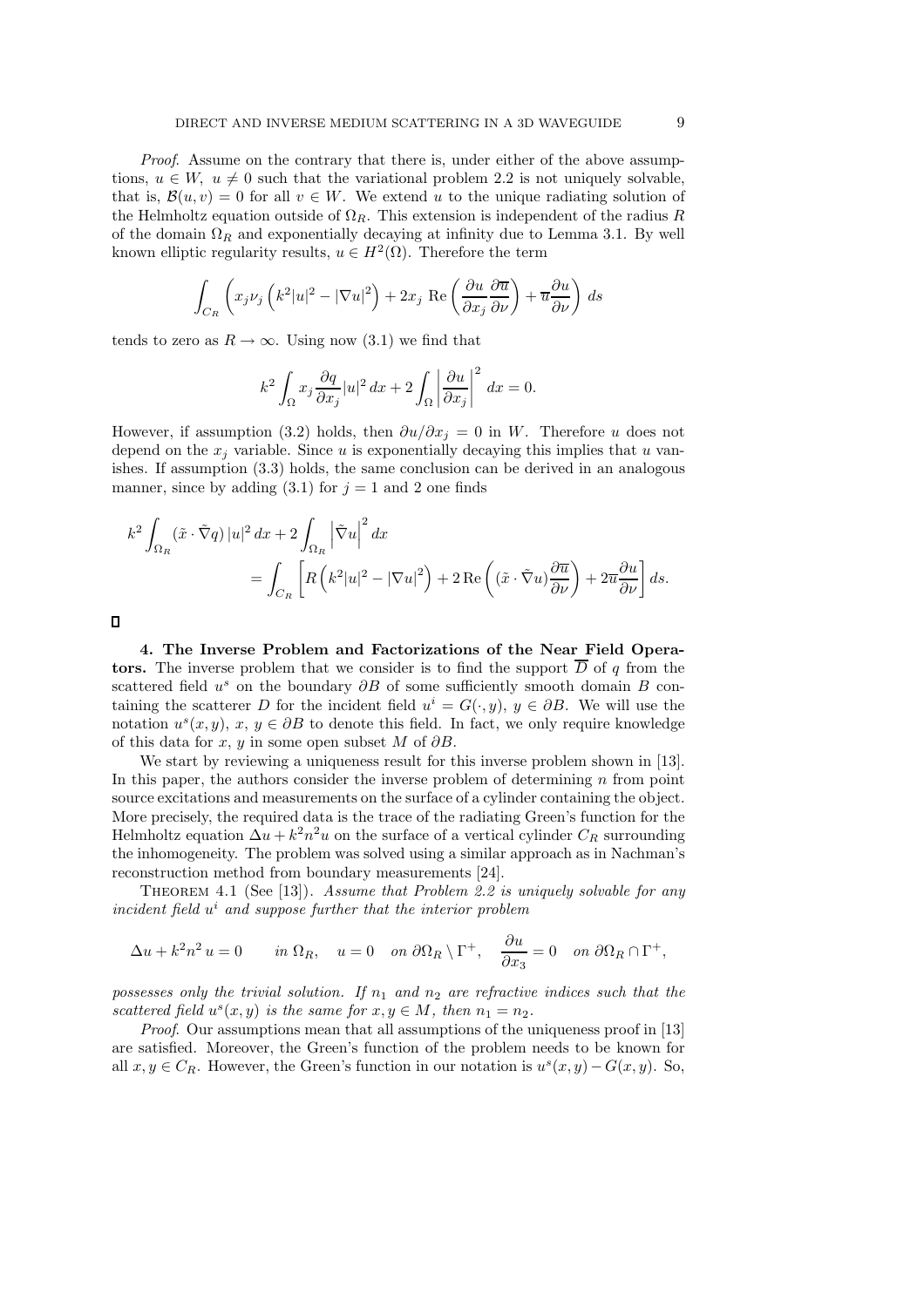*Proof*. Assume on the contrary that there is, under either of the above assumptions, $u \in W$, $u \neq 0$ such that the variational problem 2.2 is not uniquely solvable, that is, $\mathcal{B}(u, v) = 0$ for all $v \in W$. We extend $u$ to the unique radiating solution of the Helmholtz equation outside of $\Omega_R$. This extension is independent of the radius $R$ of the domain $\Omega_R$ and exponentially decaying at infinity due to Lemma 3.1. By well known elliptic regularity results, $u \in H^2(\Omega)$. Therefore the term

$$\int_{C_R} \left( x_j \nu_j \left( k^2 |u|^2 - |\nabla u|^2 \right) + 2 x_j \ \mathrm{Re} \left( \frac{\partial u}{\partial x_j} \frac{\partial \overline{u}}{\partial \nu} \right) + \overline{u} \frac{\partial u}{\partial \nu} \right) \, ds$$

tends to zero as $R \to \infty$. Using now (3.1) we find that

$$k^2 \int_\Omega x_j \frac{\partial q}{\partial x_j} |u|^2 \, dx + 2 \int_\Omega \left| \frac{\partial u}{\partial x_j} \right|^2 \, dx = 0.$$

However, if assumption (3.2) holds, then $\partial u / \partial x_j = 0$ in $W$. Therefore $u$ does not depend on the $x_j$ variable. Since $u$ is exponentially decaying this implies that $u$ vanishes. If assumption (3.3) holds, the same conclusion can be derived in an analogous manner, since by adding (3.1) for $j = 1$ and $2$ one finds

$$k^2 \int_{\Omega_R} (\tilde{x} \cdot \tilde{\nabla} q) \, |u|^2 \, dx + 2 \int_{\Omega_R} \left| \tilde{\nabla} u \right|^2 dx = \int_{C_R} \left[ R \left( k^2 |u|^2 - |\nabla u|^2 \right) + 2 \, \mathrm{Re} \left( (\tilde{x} \cdot \tilde{\nabla} u) \frac{\partial \overline{u}}{\partial \nu} \right) + 2 \overline{u} \frac{\partial u}{\partial \nu} \right] ds.$$

□

**4. The Inverse Problem and Factorizations of the Near Field Operators.** The inverse problem that we consider is to find the support $\overline{D}$ of $q$ from the scattered field $u^s$ on the boundary $\partial B$ of some sufficiently smooth domain $B$ containing the scatterer $D$ for the incident field $u^i = G(\cdot, y)$, $y \in \partial B$. We will use the notation $u^s(x, y)$, $x$, $y \in \partial B$ to denote this field. In fact, we only require knowledge of this data for $x$, $y$ in some open subset $M$ of $\partial B$.

We start by reviewing a uniqueness result for this inverse problem shown in [13]. In this paper, the authors consider the inverse problem of determining $n$ from point source excitations and measurements on the surface of a cylinder containing the object. More precisely, the required data is the trace of the radiating Green's function for the Helmholtz equation $\Delta u + k^2 n^2 u$ on the surface of a vertical cylinder $C_R$ surrounding the inhomogeneity. The problem was solved using a similar approach as in Nachman's reconstruction method from boundary measurements [24].

THEOREM 4.1 (See [13]). *Assume that Problem 2.2 is uniquely solvable for any incident field $u^i$ and suppose further that the interior problem*

$$\Delta u + k^2 n^2 \, u = 0 \qquad \text{in } \Omega_R, \quad u = 0 \quad \text{on } \partial\Omega_R \setminus \Gamma^+, \quad \frac{\partial u}{\partial x_3} = 0 \quad \text{on } \partial\Omega_R \cap \Gamma^+,$$

*possesses only the trivial solution. If $n_1$ and $n_2$ are refractive indices such that the scattered field $u^s(x, y)$ is the same for $x, y \in M$, then $n_1 = n_2$.*

*Proof*. Our assumptions mean that all assumptions of the uniqueness proof in [13] are satisfied. Moreover, the Green's function of the problem needs to be known for all $x, y \in C_R$. However, the Green's function in our notation is $u^s(x, y) - G(x, y)$. So,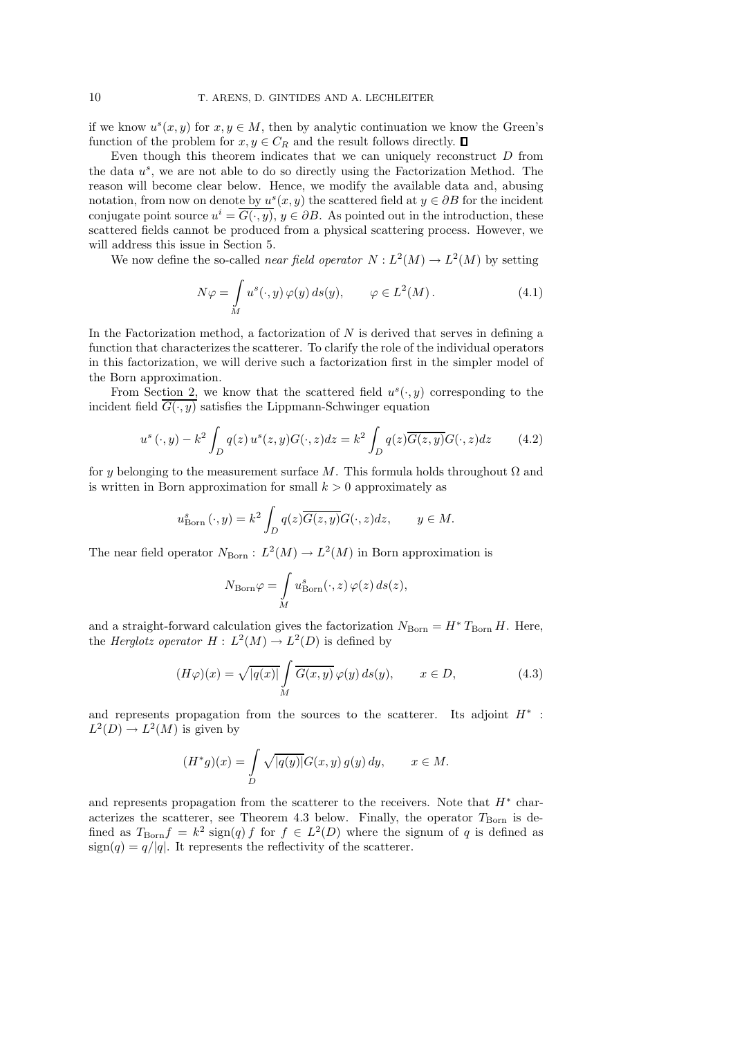if we know $u^s(x, y)$ for $x, y \in M$, then by analytic continuation we know the Green's function of the problem for $x, y \in C_R$ and the result follows directly. $\blacksquare$

Even though this theorem indicates that we can uniquely reconstruct $D$ from the data $u^s$, we are not able to do so directly using the Factorization Method. The reason will become clear below. Hence, we modify the available data and, abusing notation, from now on denote by $u^s(x, y)$ the scattered field at $y \in \partial B$ for the incident conjugate point source $u^i = \overline{G(\cdot, y)}$, $y \in \partial B$. As pointed out in the introduction, these scattered fields cannot be produced from a physical scattering process. However, we will address this issue in Section 5.

We now define the so-called *near field operator* $N : L^2(M) \to L^2(M)$ by setting

$$N\varphi = \int_M u^s(\cdot, y)\, \varphi(y)\, ds(y), \qquad \varphi \in L^2(M)\,. \tag{4.1}$$

In the Factorization method, a factorization of $N$ is derived that serves in defining a function that characterizes the scatterer. To clarify the role of the individual operators in this factorization, we will derive such a factorization first in the simpler model of the Born approximation.

From Section 2, we know that the scattered field $u^s(\cdot, y)$ corresponding to the incident field $\overline{G(\cdot, y)}$ satisfies the Lippmann-Schwinger equation

$$u^s(\cdot, y) - k^2 \int_D q(z)\, u^s(z, y) G(\cdot, z) dz = k^2 \int_D q(z) \overline{G(z, y)} G(\cdot, z) dz \tag{4.2}$$

for $y$ belonging to the measurement surface $M$. This formula holds throughout $\Omega$ and is written in Born approximation for small $k > 0$ approximately as

$$u^s_{\text{Born}}(\cdot, y) = k^2 \int_D q(z) \overline{G(z, y)} G(\cdot, z) dz, \qquad y \in M.$$

The near field operator $N_{\text{Born}} : L^2(M) \to L^2(M)$ in Born approximation is

$$N_{\text{Born}}\varphi = \int_M u^s_{\text{Born}}(\cdot, z)\, \varphi(z)\, ds(z),$$

and a straight-forward calculation gives the factorization $N_{\text{Born}} = H^*\, T_{\text{Born}}\, H$. Here, the *Herglotz operator* $H : L^2(M) \to L^2(D)$ is defined by

$$(H\varphi)(x) = \sqrt{|q(x)|} \int_M \overline{G(x, y)}\, \varphi(y)\, ds(y), \qquad x \in D, \tag{4.3}$$

and represents propagation from the sources to the scatterer. Its adjoint $H^* : L^2(D) \to L^2(M)$ is given by

$$(H^* g)(x) = \int_D \sqrt{|q(y)|} G(x, y)\, g(y)\, dy, \qquad x \in M.$$

and represents propagation from the scatterer to the receivers. Note that $H^*$ characterizes the scatterer, see Theorem 4.3 below. Finally, the operator $T_{\text{Born}}$ is defined as $T_{\text{Born}} f = k^2\, \text{sign}(q)\, f$ for $f \in L^2(D)$ where the signum of $q$ is defined as $\text{sign}(q) = q/|q|$. It represents the reflectivity of the scatterer.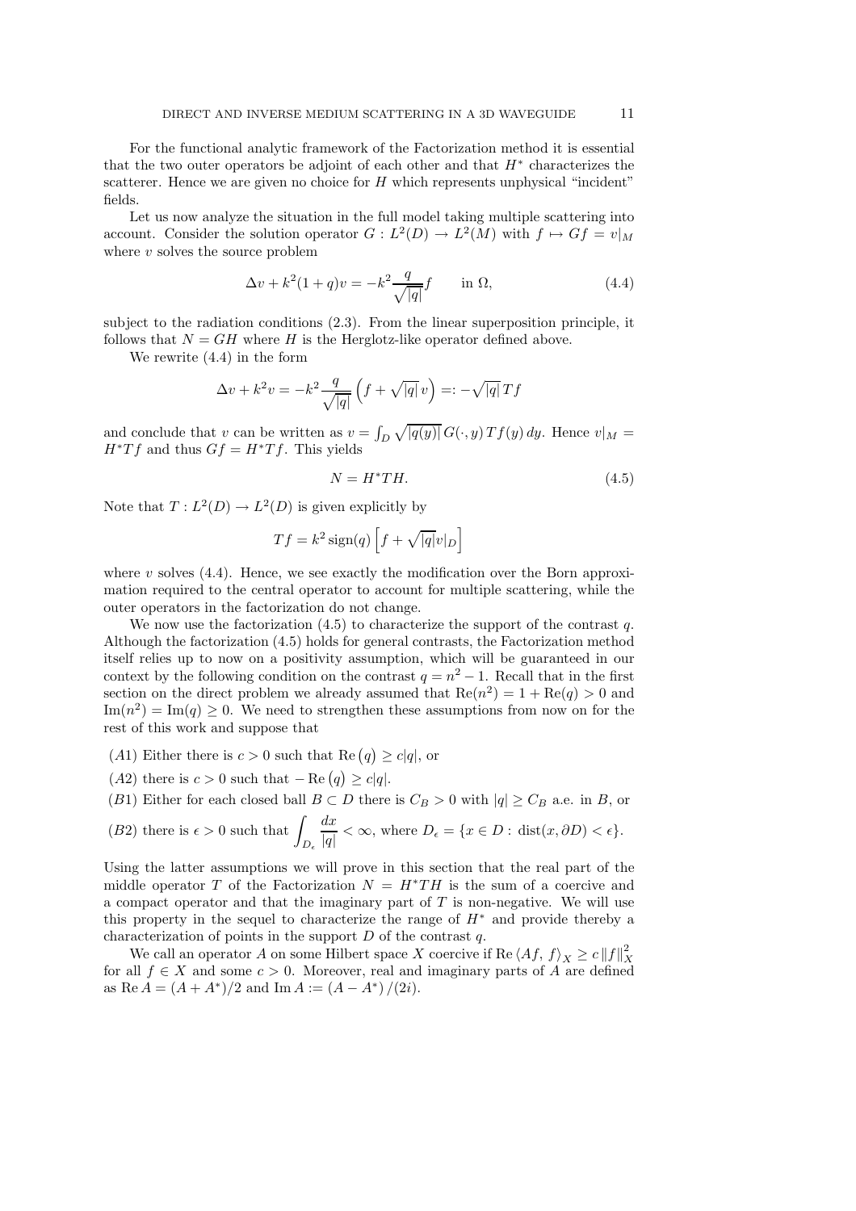For the functional analytic framework of the Factorization method it is essential that the two outer operators be adjoint of each other and that $H^*$ characterizes the scatterer. Hence we are given no choice for $H$ which represents unphysical "incident" fields.

Let us now analyze the situation in the full model taking multiple scattering into account. Consider the solution operator $G : L^2(D) \to L^2(M)$ with $f \mapsto Gf = v|_M$ where $v$ solves the source problem

$$\Delta v + k^2(1+q)v = -k^2 \frac{q}{\sqrt{|q|}} f \qquad \text{in } \Omega, \tag{4.4}$$

subject to the radiation conditions (2.3). From the linear superposition principle, it follows that $N = GH$ where $H$ is the Herglotz-like operator defined above.

We rewrite (4.4) in the form

$$\Delta v + k^2 v = -k^2 \frac{q}{\sqrt{|q|}} \left( f + \sqrt{|q|}\, v \right) =: -\sqrt{|q|}\, Tf$$

and conclude that $v$ can be written as $v = \int_D \sqrt{|q(y)|}\, G(\cdot, y)\, Tf(y)\, dy$. Hence $v|_M = H^*Tf$ and thus $Gf = H^*Tf$. This yields

$$N = H^*TH. \tag{4.5}$$

Note that $T : L^2(D) \to L^2(D)$ is given explicitly by

$$Tf = k^2 \operatorname{sign}(q) \left[ f + \sqrt{|q|} v|_D \right]$$

where $v$ solves (4.4). Hence, we see exactly the modification over the Born approximation required to the central operator to account for multiple scattering, while the outer operators in the factorization do not change.

We now use the factorization (4.5) to characterize the support of the contrast $q$. Although the factorization (4.5) holds for general contrasts, the Factorization method itself relies up to now on a positivity assumption, which will be guaranteed in our context by the following condition on the contrast $q = n^2 - 1$. Recall that in the first section on the direct problem we already assumed that $\operatorname{Re}(n^2) = 1 + \operatorname{Re}(q) > 0$ and $\operatorname{Im}(n^2) = \operatorname{Im}(q) \geq 0$. We need to strengthen these assumptions from now on for the rest of this work and suppose that

- $(A1)$ Either there is $c > 0$ such that $\operatorname{Re}\left(q\right) \geq c|q|$, or
- $(A2)$ there is $c > 0$ such that $-\operatorname{Re}\left(q\right) \geq c|q|$.
- $(B1)$ Either for each closed ball $B \subset D$ there is $C_B > 0$ with $|q| \geq C_B$ a.e. in $B$, or
- $(B2)$ there is $\epsilon > 0$ such that $\displaystyle\int_{D_\epsilon} \frac{dx}{|q|} < \infty$, where $D_\epsilon = \{x \in D : \operatorname{dist}(x, \partial D) < \epsilon\}$.

Using the latter assumptions we will prove in this section that the real part of the middle operator $T$ of the Factorization $N = H^*TH$ is the sum of a coercive and a compact operator and that the imaginary part of $T$ is non-negative. We will use this property in the sequel to characterize the range of $H^*$ and provide thereby a characterization of points in the support $D$ of the contrast $q$.

We call an operator $A$ on some Hilbert space $X$ coercive if $\operatorname{Re}\langle Af, f\rangle_X \geq c\,\|f\|_X^2$ for all $f \in X$ and some $c > 0$. Moreover, real and imaginary parts of $A$ are defined as $\operatorname{Re} A = (A + A^*)/2$ and $\operatorname{Im} A := (A - A^*)/(2i)$.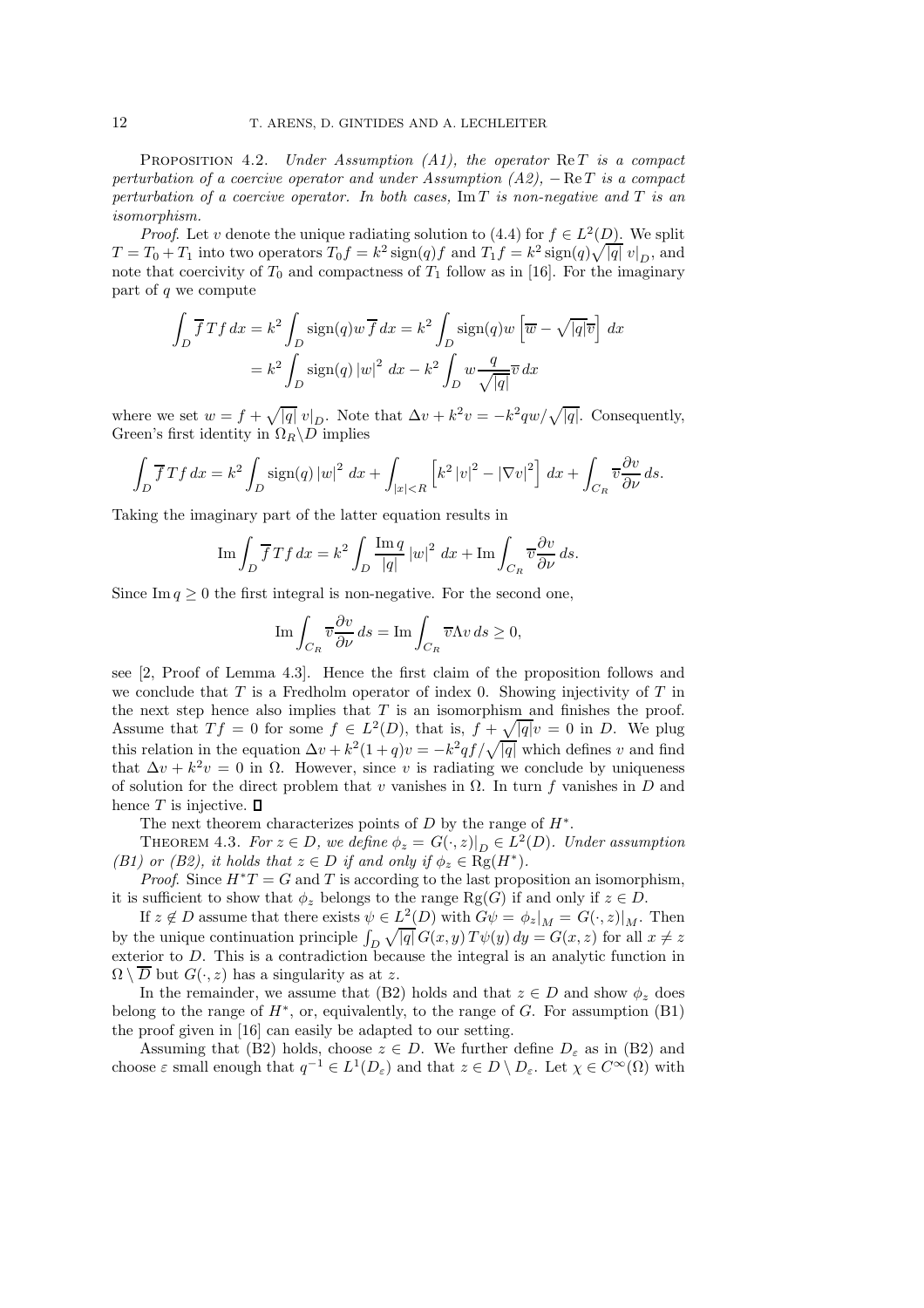PROPOSITION 4.2. *Under Assumption (A1), the operator* $\operatorname{Re} T$ *is a compact perturbation of a coercive operator and under Assumption (A2),* $-\operatorname{Re} T$ *is a compact perturbation of a coercive operator. In both cases,* $\operatorname{Im} T$ *is non-negative and* $T$ *is an isomorphism.*

*Proof.* Let $v$ denote the unique radiating solution to (4.4) for $f \in L^2(D)$. We split $T = T_0 + T_1$ into two operators $T_0 f = k^2 \operatorname{sign}(q) f$ and $T_1 f = k^2 \operatorname{sign}(q)\sqrt{|q|}\, v|_D$, and note that coercivity of $T_0$ and compactness of $T_1$ follow as in [16]. For the imaginary part of $q$ we compute

$$\int_D \overline{f}\, T f \, dx = k^2 \int_D \operatorname{sign}(q) w \overline{f}\, dx = k^2 \int_D \operatorname{sign}(q) w \left[ \overline{w} - \sqrt{|q|}\overline{v} \right] \, dx$$
$$= k^2 \int_D \operatorname{sign}(q) \left| w \right|^2 \, dx - k^2 \int_D w \frac{q}{\sqrt{|q|}} \overline{v} \, dx$$

where we set $w = f + \sqrt{|q|}\, v|_D$. Note that $\Delta v + k^2 v = -k^2 q w / \sqrt{|q|}$. Consequently, Green's first identity in $\Omega_R \backslash D$ implies

$$\int_D \overline{f}\, T f \, dx = k^2 \int_D \operatorname{sign}(q) \left| w \right|^2 \, dx + \int_{|x|<R} \left[ k^2 \left| v \right|^2 - \left| \nabla v \right|^2 \right] \, dx + \int_{C_R} \overline{v} \frac{\partial v}{\partial \nu} \, ds.$$

Taking the imaginary part of the latter equation results in

$$\operatorname{Im} \int_D \overline{f}\, T f \, dx = k^2 \int_D \frac{\operatorname{Im} q}{|q|} \left| w \right|^2 \, dx + \operatorname{Im} \int_{C_R} \overline{v} \frac{\partial v}{\partial \nu} \, ds.$$

Since $\operatorname{Im} q \geq 0$ the first integral is non-negative. For the second one,

$$\operatorname{Im} \int_{C_R} \overline{v} \frac{\partial v}{\partial \nu} \, ds = \operatorname{Im} \int_{C_R} \overline{v} \Lambda v \, ds \geq 0,$$

see [2, Proof of Lemma 4.3]. Hence the first claim of the proposition follows and we conclude that $T$ is a Fredholm operator of index 0. Showing injectivity of $T$ in the next step hence also implies that $T$ is an isomorphism and finishes the proof. Assume that $Tf = 0$ for some $f \in L^2(D)$, that is, $f + \sqrt{|q|} v = 0$ in $D$. We plug this relation in the equation $\Delta v + k^2(1+q)v = -k^2 q f / \sqrt{|q|}$ which defines $v$ and find that $\Delta v + k^2 v = 0$ in $\Omega$. However, since $v$ is radiating we conclude by uniqueness of solution for the direct problem that $v$ vanishes in $\Omega$. In turn $f$ vanishes in $D$ and hence $T$ is injective. $\square$

The next theorem characterizes points of $D$ by the range of $H^*$.

THEOREM 4.3. *For* $z \in D$*, we define* $\phi_z = G(\cdot, z)|_D \in L^2(D)$*. Under assumption (B1) or (B2), it holds that* $z \in D$ *if and only if* $\phi_z \in \operatorname{Rg}(H^*)$*.*

*Proof.* Since $H^* T = G$ and $T$ is according to the last proposition an isomorphism, it is sufficient to show that $\phi_z$ belongs to the range $\operatorname{Rg}(G)$ if and only if $z \in D$.

If $z \notin D$ assume that there exists $\psi \in L^2(D)$ with $G\psi = \phi_z|_M = G(\cdot, z)|_M$. Then by the unique continuation principle $\int_D \sqrt{|q|}\, G(x,y)\, T\psi(y)\, dy = G(x,z)$ for all $x \neq z$ exterior to $D$. This is a contradiction because the integral is an analytic function in $\Omega \setminus \overline{D}$ but $G(\cdot, z)$ has a singularity as at $z$.

In the remainder, we assume that (B2) holds and that $z \in D$ and show $\phi_z$ does belong to the range of $H^*$, or, equivalently, to the range of $G$. For assumption (B1) the proof given in [16] can easily be adapted to our setting.

Assuming that (B2) holds, choose $z \in D$. We further define $D_\varepsilon$ as in (B2) and choose $\varepsilon$ small enough that $q^{-1} \in L^1(D_\varepsilon)$ and that $z \in D \setminus D_\varepsilon$. Let $\chi \in C^\infty(\Omega)$ with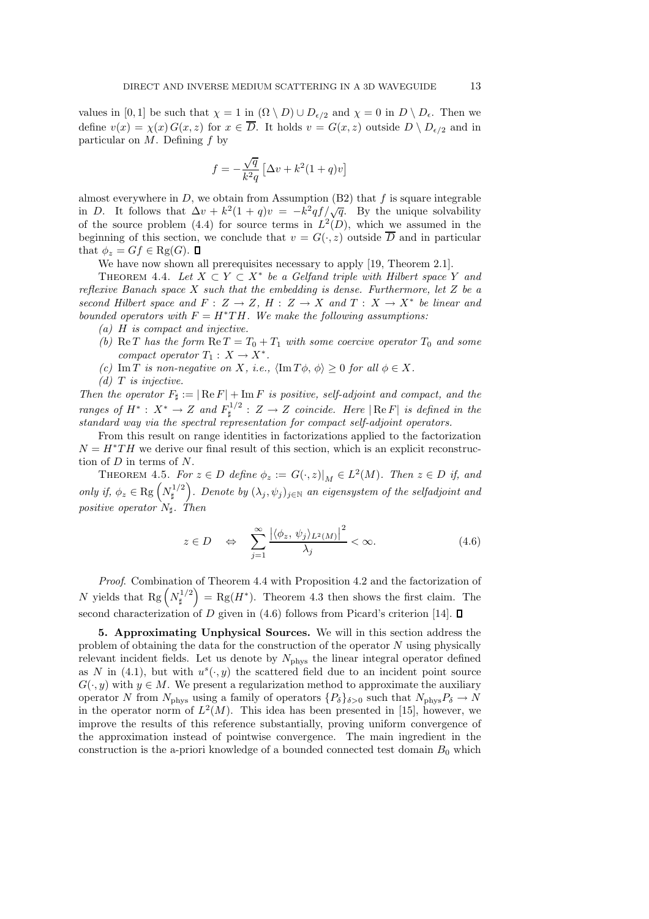values in $[0, 1]$ be such that $\chi = 1$ in $(\Omega \setminus D) \cup D_{\epsilon/2}$ and $\chi = 0$ in $D \setminus D_\epsilon$. Then we define $v(x) = \chi(x)\, G(x, z)$ for $x \in \overline{D}$. It holds $v = G(x, z)$ outside $D \setminus D_{\epsilon/2}$ and in particular on $M$. Defining $f$ by

$$f = -\frac{\sqrt{q}}{k^2 q}\left[\Delta v + k^2(1 + q)v\right]$$

almost everywhere in $D$, we obtain from Assumption (B2) that $f$ is square integrable in $D$. It follows that $\Delta v + k^2(1 + q)v = -k^2 q f/\sqrt{q}$. By the unique solvability of the source problem (4.4) for source terms in $L^2(D)$, which we assumed in the beginning of this section, we conclude that $v = G(\cdot, z)$ outside $\overline{D}$ and in particular that $\phi_z = Gf \in \mathrm{Rg}(G)$. $\square$

We have now shown all prerequisites necessary to apply [19, Theorem 2.1].

Theorem 4.4. *Let $X \subset Y \subset X^*$ be a Gelfand triple with Hilbert space $Y$ and reflexive Banach space $X$ such that the embedding is dense. Furthermore, let $Z$ be a second Hilbert space and $F : Z \to Z$, $H : Z \to X$ and $T : X \to X^*$ be linear and bounded operators with $F = H^* T H$. We make the following assumptions:*

*(a) $H$ is compact and injective.*

*(b) $\mathrm{Re}\, T$ has the form $\mathrm{Re}\, T = T_0 + T_1$ with some coercive operator $T_0$ and some compact operator $T_1 : X \to X^*$.*

*(c) $\mathrm{Im}\, T$ is non-negative on $X$, i.e., $\langle \mathrm{Im}\, T\phi, \phi\rangle \geq 0$ for all $\phi \in X$.*

*(d) $T$ is injective.*

*Then the operator $F_\sharp := |\mathrm{Re}\, F| + \mathrm{Im}\, F$ is positive, self-adjoint and compact, and the ranges of $H^* : X^* \to Z$ and $F_\sharp^{1/2} : Z \to Z$ coincide. Here $|\mathrm{Re}\, F|$ is defined in the standard way via the spectral representation for compact self-adjoint operators.*

From this result on range identities in factorizations applied to the factorization $N = H^* T H$ we derive our final result of this section, which is an explicit reconstruction of $D$ in terms of $N$.

Theorem 4.5. *For $z \in D$ define $\phi_z := G(\cdot, z)|_M \in L^2(M)$. Then $z \in D$ if, and only if, $\phi_z \in \mathrm{Rg}\left(N_\sharp^{1/2}\right)$. Denote by $(\lambda_j, \psi_j)_{j\in\mathbb{N}}$ an eigensystem of the selfadjoint and positive operator $N_\sharp$. Then*

$$z \in D \quad \Leftrightarrow \quad \sum_{j=1}^{\infty} \frac{\left|\langle \phi_z, \psi_j\rangle_{L^2(M)}\right|^2}{\lambda_j} < \infty. \tag{4.6}$$

*Proof*. Combination of Theorem 4.4 with Proposition 4.2 and the factorization of $N$ yields that $\mathrm{Rg}\left(N_\sharp^{1/2}\right) = \mathrm{Rg}(H^*)$. Theorem 4.3 then shows the first claim. The second characterization of $D$ given in (4.6) follows from Picard's criterion [14]. $\square$

## 5. Approximating Unphysical Sources.

We will in this section address the problem of obtaining the data for the construction of the operator $N$ using physically relevant incident fields. Let us denote by $N_{\mathrm{phys}}$ the linear integral operator defined as $N$ in (4.1), but with $u^s(\cdot, y)$ the scattered field due to an incident point source $G(\cdot, y)$ with $y \in M$. We present a regularization method to approximate the auxiliary operator $N$ from $N_{\mathrm{phys}}$ using a family of operators $\{P_\delta\}_{\delta>0}$ such that $N_{\mathrm{phys}} P_\delta \to N$ in the operator norm of $L^2(M)$. This idea has been presented in [15], however, we improve the results of this reference substantially, proving uniform convergence of the approximation instead of pointwise convergence. The main ingredient in the construction is the a-priori knowledge of a bounded connected test domain $B_0$ which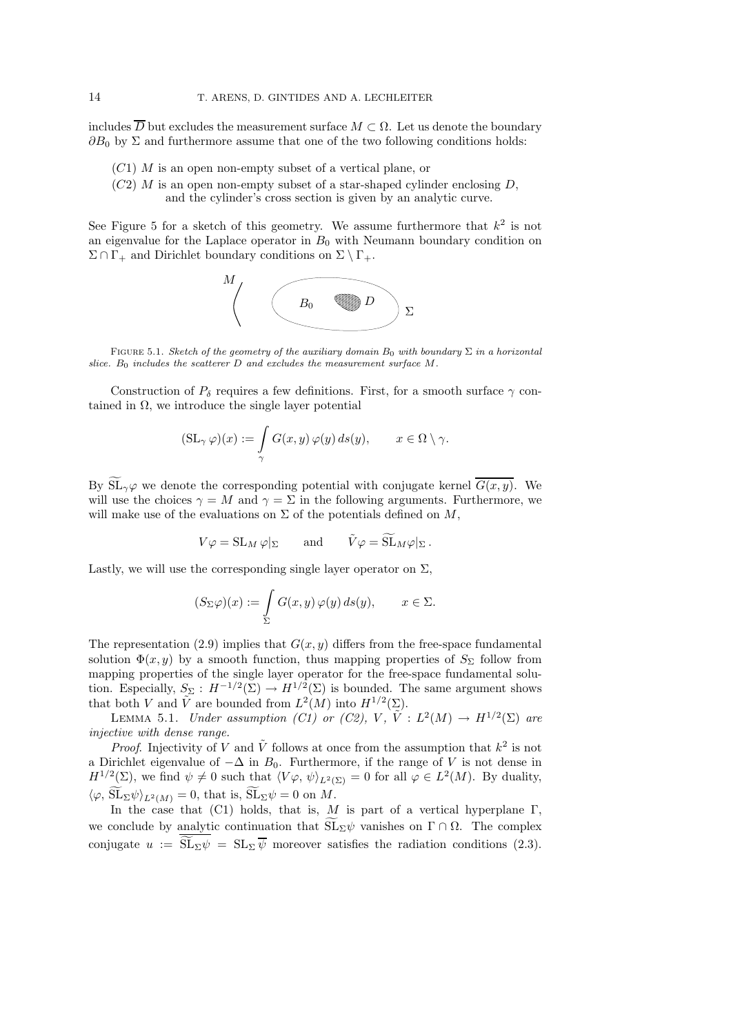includes $\overline{D}$ but excludes the measurement surface $M \subset \Omega$. Let us denote the boundary $\partial B_0$ by $\Sigma$ and furthermore assume that one of the two following conditions holds:

- $(C1)$ $M$ is an open non-empty subset of a vertical plane, or
- $(C2)$ $M$ is an open non-empty subset of a star-shaped cylinder enclosing $D$, and the cylinder's cross section is given by an analytic curve.

See Figure 5 for a sketch of this geometry. We assume furthermore that $k^2$ is not an eigenvalue for the Laplace operator in $B_0$ with Neumann boundary condition on $\Sigma \cap \Gamma_+$ and Dirichlet boundary conditions on $\Sigma \setminus \Gamma_+$.

FIGURE 5.1. *Sketch of the geometry of the auxiliary domain $B_0$ with boundary $\Sigma$ in a horizontal slice. $B_0$ includes the scatterer $D$ and excludes the measurement surface $M$.*

Construction of $P_\delta$ requires a few definitions. First, for a smooth surface $\gamma$ contained in $\Omega$, we introduce the single layer potential

$$(\mathrm{SL}_\gamma\, \varphi)(x) := \int_\gamma G(x,y)\,\varphi(y)\,ds(y), \qquad x \in \Omega \setminus \gamma.$$

By $\widetilde{\mathrm{SL}}_\gamma \varphi$ we denote the corresponding potential with conjugate kernel $\overline{G(x,y)}$. We will use the choices $\gamma = M$ and $\gamma = \Sigma$ in the following arguments. Furthermore, we will make use of the evaluations on $\Sigma$ of the potentials defined on $M$,

$$V\varphi = \mathrm{SL}_M\, \varphi|_\Sigma \qquad \text{and} \qquad \tilde{V}\varphi = \widetilde{\mathrm{SL}}_M \varphi|_\Sigma\,.$$

Lastly, we will use the corresponding single layer operator on $\Sigma$,

$$(S_\Sigma \varphi)(x) := \int_\Sigma G(x,y)\,\varphi(y)\,ds(y), \qquad x \in \Sigma.$$

The representation (2.9) implies that $G(x,y)$ differs from the free-space fundamental solution $\Phi(x,y)$ by a smooth function, thus mapping properties of $S_\Sigma$ follow from mapping properties of the single layer operator for the free-space fundamental solution. Especially, $S_\Sigma : H^{-1/2}(\Sigma) \to H^{1/2}(\Sigma)$ is bounded. The same argument shows that both $V$ and $\tilde{V}$ are bounded from $L^2(M)$ into $H^{1/2}(\Sigma)$.

LEMMA 5.1. *Under assumption (C1) or (C2), $V$, $\tilde{V} : L^2(M) \to H^{1/2}(\Sigma)$ are injective with dense range.*

*Proof.* Injectivity of $V$ and $\tilde{V}$ follows at once from the assumption that $k^2$ is not a Dirichlet eigenvalue of $-\Delta$ in $B_0$. Furthermore, if the range of $V$ is not dense in $H^{1/2}(\Sigma)$, we find $\psi \neq 0$ such that $\langle V\varphi,\, \psi\rangle_{L^2(\Sigma)} = 0$ for all $\varphi \in L^2(M)$. By duality, $\langle \varphi,\, \widetilde{\mathrm{SL}}_\Sigma \psi\rangle_{L^2(M)} = 0$, that is, $\widetilde{\mathrm{SL}}_\Sigma \psi = 0$ on $M$.

In the case that (C1) holds, that is, $M$ is part of a vertical hyperplane $\Gamma$, we conclude by analytic continuation that $\widetilde{\mathrm{SL}}_\Sigma \psi$ vanishes on $\Gamma \cap \Omega$. The complex conjugate $u := \overline{\widetilde{\mathrm{SL}}_\Sigma \psi} = \mathrm{SL}_\Sigma\, \overline{\psi}$ moreover satisfies the radiation conditions (2.3).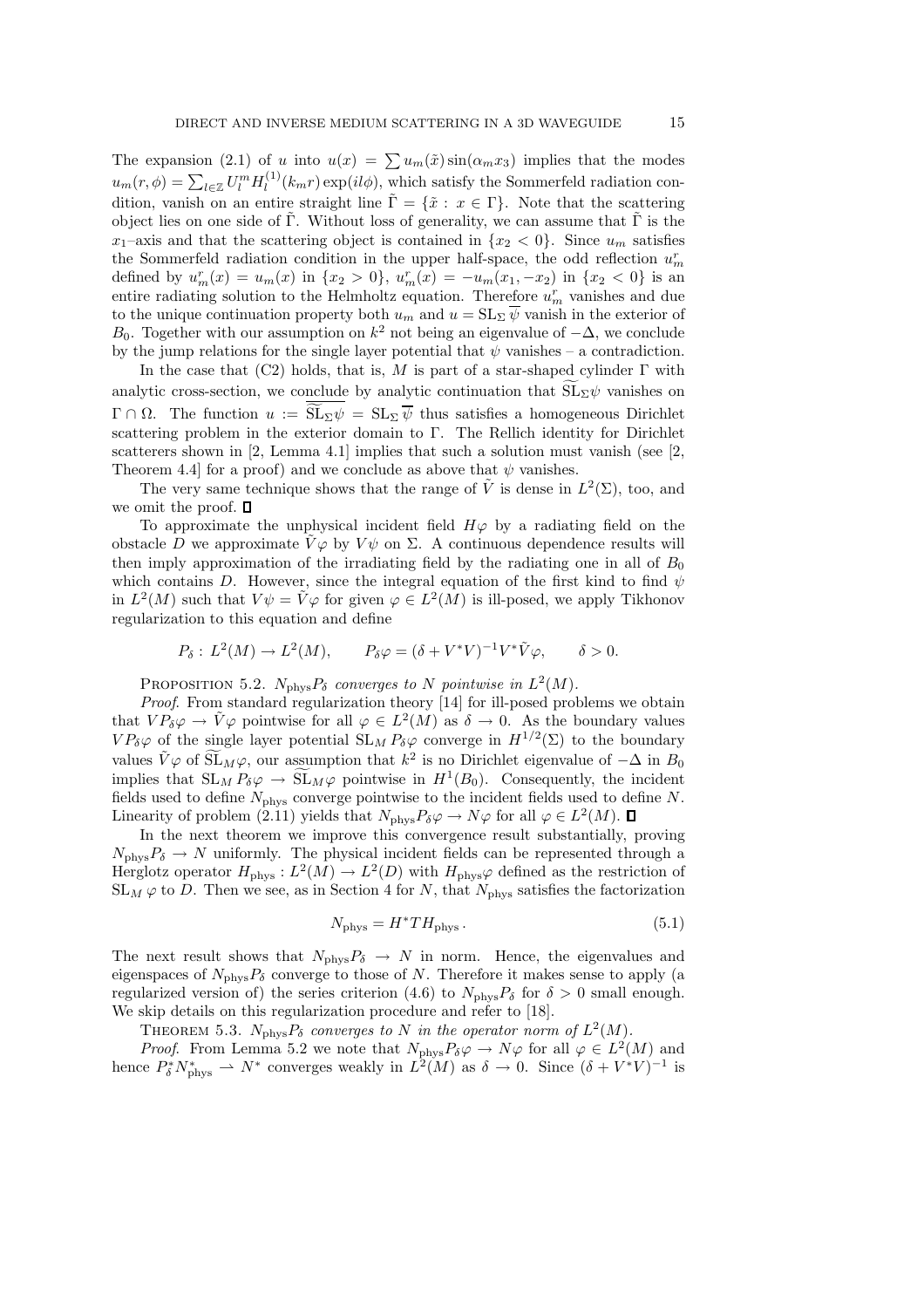The expansion (2.1) of $u$ into $u(x) = \sum u_m(\tilde{x}) \sin(\alpha_m x_3)$ implies that the modes $u_m(r,\phi) = \sum_{l\in\mathbb{Z}} U_l^m H_l^{(1)}(k_m r) \exp(il\phi)$, which satisfy the Sommerfeld radiation condition, vanish on an entire straight line $\tilde{\Gamma} = \{\tilde{x} : x \in \Gamma\}$. Note that the scattering object lies on one side of $\tilde{\Gamma}$. Without loss of generality, we can assume that $\tilde{\Gamma}$ is the $x_1$–axis and that the scattering object is contained in $\{x_2 < 0\}$. Since $u_m$ satisfies the Sommerfeld radiation condition in the upper half-space, the odd reflection $u_m^r$ defined by $u_m^r(x) = u_m(x)$ in $\{x_2 > 0\}$, $u_m^r(x) = -u_m(x_1, -x_2)$ in $\{x_2 < 0\}$ is an entire radiating solution to the Helmholtz equation. Therefore $u_m^r$ vanishes and due to the unique continuation property both $u_m$ and $u = \mathrm{SL}_\Sigma \overline{\psi}$ vanish in the exterior of $B_0$. Together with our assumption on $k^2$ not being an eigenvalue of $-\Delta$, we conclude by the jump relations for the single layer potential that $\psi$ vanishes – a contradiction.

In the case that (C2) holds, that is, $M$ is part of a star-shaped cylinder $\Gamma$ with analytic cross-section, we conclude by analytic continuation that $\widetilde{\mathrm{SL}}_\Sigma \psi$ vanishes on $\Gamma \cap \Omega$. The function $u := \overline{\widetilde{\mathrm{SL}}_\Sigma \psi} = \mathrm{SL}_\Sigma \overline{\psi}$ thus satisfies a homogeneous Dirichlet scattering problem in the exterior domain to $\Gamma$. The Rellich identity for Dirichlet scatterers shown in [2, Lemma 4.1] implies that such a solution must vanish (see [2, Theorem 4.4] for a proof) and we conclude as above that $\psi$ vanishes.

The very same technique shows that the range of $\tilde{V}$ is dense in $L^2(\Sigma)$, too, and we omit the proof. ∎

To approximate the unphysical incident field $H\varphi$ by a radiating field on the obstacle $D$ we approximate $\tilde{V}\varphi$ by $V\psi$ on $\Sigma$. A continuous dependence results will then imply approximation of the irradiating field by the radiating one in all of $B_0$ which contains $D$. However, since the integral equation of the first kind to find $\psi$ in $L^2(M)$ such that $V\psi = \tilde{V}\varphi$ for given $\varphi \in L^2(M)$ is ill-posed, we apply Tikhonov regularization to this equation and define

$$P_\delta : L^2(M) \to L^2(M), \qquad P_\delta \varphi = (\delta + V^* V)^{-1} V^* \tilde{V} \varphi, \qquad \delta > 0.$$

Proposition 5.2. *$N_{\mathrm{phys}} P_\delta$ converges to $N$ pointwise in $L^2(M)$.*

*Proof.* From standard regularization theory [14] for ill-posed problems we obtain that $V P_\delta \varphi \to \tilde{V}\varphi$ pointwise for all $\varphi \in L^2(M)$ as $\delta \to 0$. As the boundary values $V P_\delta \varphi$ of the single layer potential $\mathrm{SL}_M P_\delta \varphi$ converge in $H^{1/2}(\Sigma)$ to the boundary values $\tilde{V}\varphi$ of $\widetilde{\mathrm{SL}}_M \varphi$, our assumption that $k^2$ is no Dirichlet eigenvalue of $-\Delta$ in $B_0$ implies that $\mathrm{SL}_M P_\delta \varphi \to \widetilde{\mathrm{SL}}_M \varphi$ pointwise in $H^1(B_0)$. Consequently, the incident fields used to define $N_{\mathrm{phys}}$ converge pointwise to the incident fields used to define $N$. Linearity of problem (2.11) yields that $N_{\mathrm{phys}} P_\delta \varphi \to N\varphi$ for all $\varphi \in L^2(M)$. ∎

In the next theorem we improve this convergence result substantially, proving $N_{\mathrm{phys}} P_\delta \to N$ uniformly. The physical incident fields can be represented through a Herglotz operator $H_{\mathrm{phys}} : L^2(M) \to L^2(D)$ with $H_{\mathrm{phys}}\varphi$ defined as the restriction of $\mathrm{SL}_M \varphi$ to $D$. Then we see, as in Section 4 for $N$, that $N_{\mathrm{phys}}$ satisfies the factorization

$$N_{\mathrm{phys}} = H^* T H_{\mathrm{phys}}. \tag{5.1}$$

The next result shows that $N_{\mathrm{phys}} P_\delta \to N$ in norm. Hence, the eigenvalues and eigenspaces of $N_{\mathrm{phys}} P_\delta$ converge to those of $N$. Therefore it makes sense to apply (a regularized version of) the series criterion (4.6) to $N_{\mathrm{phys}} P_\delta$ for $\delta > 0$ small enough. We skip details on this regularization procedure and refer to [18].

Theorem 5.3. *$N_{\mathrm{phys}} P_\delta$ converges to $N$ in the operator norm of $L^2(M)$.*

*Proof.* From Lemma 5.2 we note that $N_{\mathrm{phys}} P_\delta \varphi \to N\varphi$ for all $\varphi \in L^2(M)$ and hence $P_\delta^* N_{\mathrm{phys}}^* \rightharpoonup N^*$ converges weakly in $L^2(M)$ as $\delta \to 0$. Since $(\delta + V^* V)^{-1}$ is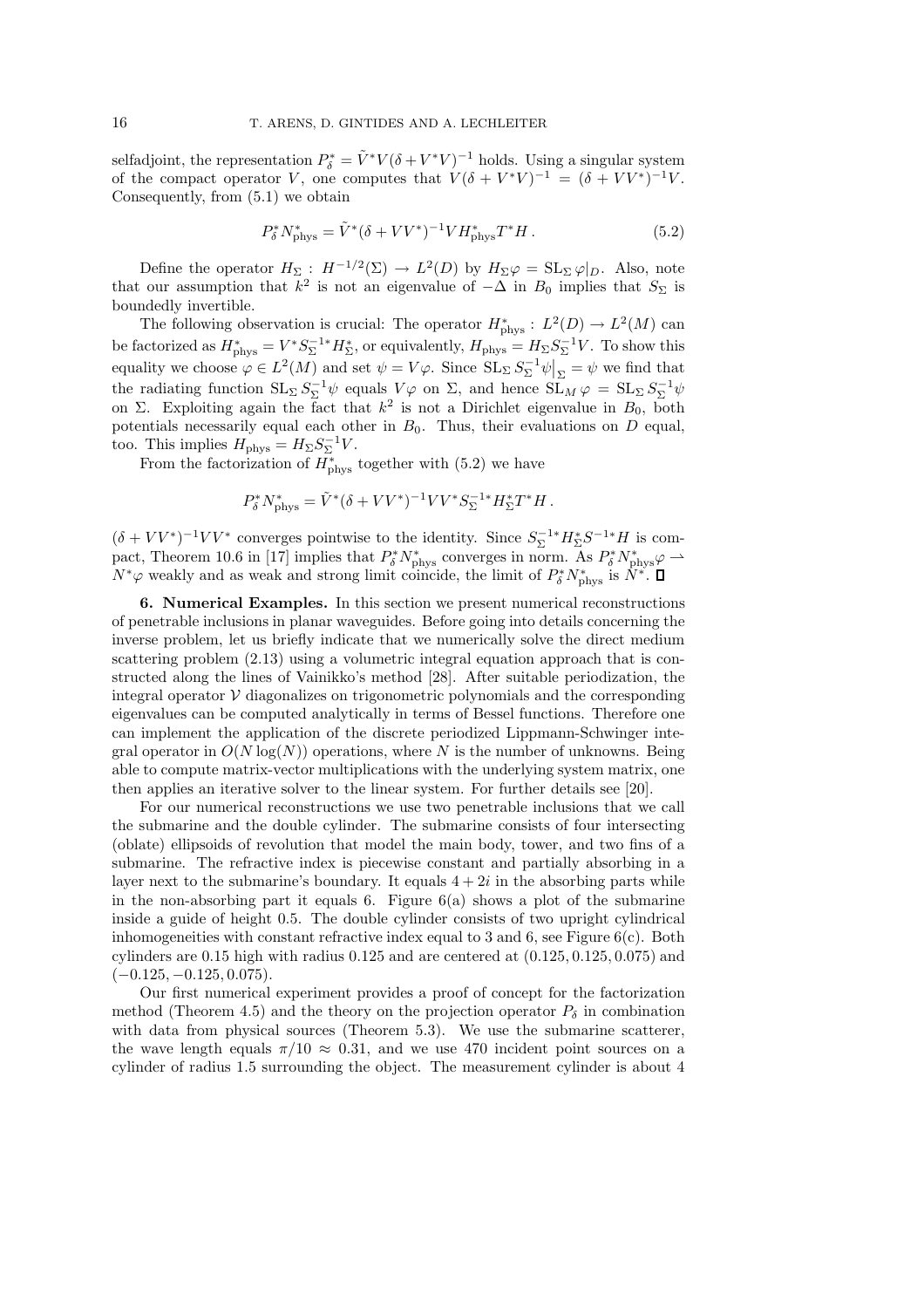selfadjoint, the representation $P_\delta^* = \tilde{V}^* V(\delta + V^*V)^{-1}$ holds. Using a singular system of the compact operator $V$, one computes that $V(\delta + V^*V)^{-1} = (\delta + VV^*)^{-1}V$. Consequently, from (5.1) we obtain

$$P_\delta^* N_{\text{phys}}^* = \tilde{V}^*(\delta + VV^*)^{-1} V H_{\text{phys}}^* T^* H \,. \tag{5.2}$$

Define the operator $H_\Sigma : H^{-1/2}(\Sigma) \to L^2(D)$ by $H_\Sigma \varphi = \mathrm{SL}_\Sigma \varphi|_D$. Also, note that our assumption that $k^2$ is not an eigenvalue of $-\Delta$ in $B_0$ implies that $S_\Sigma$ is boundedly invertible.

The following observation is crucial: The operator $H_{\text{phys}}^* : L^2(D) \to L^2(M)$ can be factorized as $H_{\text{phys}}^* = V^* S_\Sigma^{-1*} H_\Sigma^*$, or equivalently, $H_{\text{phys}} = H_\Sigma S_\Sigma^{-1} V$. To show this equality we choose $\varphi \in L^2(M)$ and set $\psi = V\varphi$. Since $\mathrm{SL}_\Sigma S_\Sigma^{-1}\psi\big|_\Sigma = \psi$ we find that the radiating function $\mathrm{SL}_\Sigma S_\Sigma^{-1}\psi$ equals $V\varphi$ on $\Sigma$, and hence $\mathrm{SL}_M \varphi = \mathrm{SL}_\Sigma S_\Sigma^{-1}\psi$ on $\Sigma$. Exploiting again the fact that $k^2$ is not a Dirichlet eigenvalue in $B_0$, both potentials necessarily equal each other in $B_0$. Thus, their evaluations on $D$ equal, too. This implies $H_{\text{phys}} = H_\Sigma S_\Sigma^{-1} V$.

From the factorization of $H_{\text{phys}}^*$ together with (5.2) we have

$$P_\delta^* N_{\text{phys}}^* = \tilde{V}^*(\delta + VV^*)^{-1} VV^* S_\Sigma^{-1*} H_\Sigma^* T^* H \,.$$

$(\delta + VV^*)^{-1}VV^*$ converges pointwise to the identity. Since $S_\Sigma^{-1*} H_\Sigma^* S^{-1*} H$ is compact, Theorem 10.6 in [17] implies that $P_\delta^* N_{\text{phys}}^*$ converges in norm. As $P_\delta^* N_{\text{phys}}^* \varphi \rightharpoonup N^*\varphi$ weakly and as weak and strong limit coincide, the limit of $P_\delta^* N_{\text{phys}}^*$ is $N^*$. ∎

**6. Numerical Examples.** In this section we present numerical reconstructions of penetrable inclusions in planar waveguides. Before going into details concerning the inverse problem, let us briefly indicate that we numerically solve the direct medium scattering problem (2.13) using a volumetric integral equation approach that is constructed along the lines of Vainikko's method [28]. After suitable periodization, the integral operator $\mathcal{V}$ diagonalizes on trigonometric polynomials and the corresponding eigenvalues can be computed analytically in terms of Bessel functions. Therefore one can implement the application of the discrete periodized Lippmann-Schwinger integral operator in $O(N \log(N))$ operations, where $N$ is the number of unknowns. Being able to compute matrix-vector multiplications with the underlying system matrix, one then applies an iterative solver to the linear system. For further details see [20].

For our numerical reconstructions we use two penetrable inclusions that we call the submarine and the double cylinder. The submarine consists of four intersecting (oblate) ellipsoids of revolution that model the main body, tower, and two fins of a submarine. The refractive index is piecewise constant and partially absorbing in a layer next to the submarine's boundary. It equals $4 + 2i$ in the absorbing parts while in the non-absorbing part it equals 6. Figure 6(a) shows a plot of the submarine inside a guide of height 0.5. The double cylinder consists of two upright cylindrical inhomogeneities with constant refractive index equal to 3 and 6, see Figure 6(c). Both cylinders are 0.15 high with radius 0.125 and are centered at $(0.125, 0.125, 0.075)$ and $(-0.125, -0.125, 0.075)$.

Our first numerical experiment provides a proof of concept for the factorization method (Theorem 4.5) and the theory on the projection operator $P_\delta$ in combination with data from physical sources (Theorem 5.3). We use the submarine scatterer, the wave length equals $\pi/10 \approx 0.31$, and we use 470 incident point sources on a cylinder of radius 1.5 surrounding the object. The measurement cylinder is about 4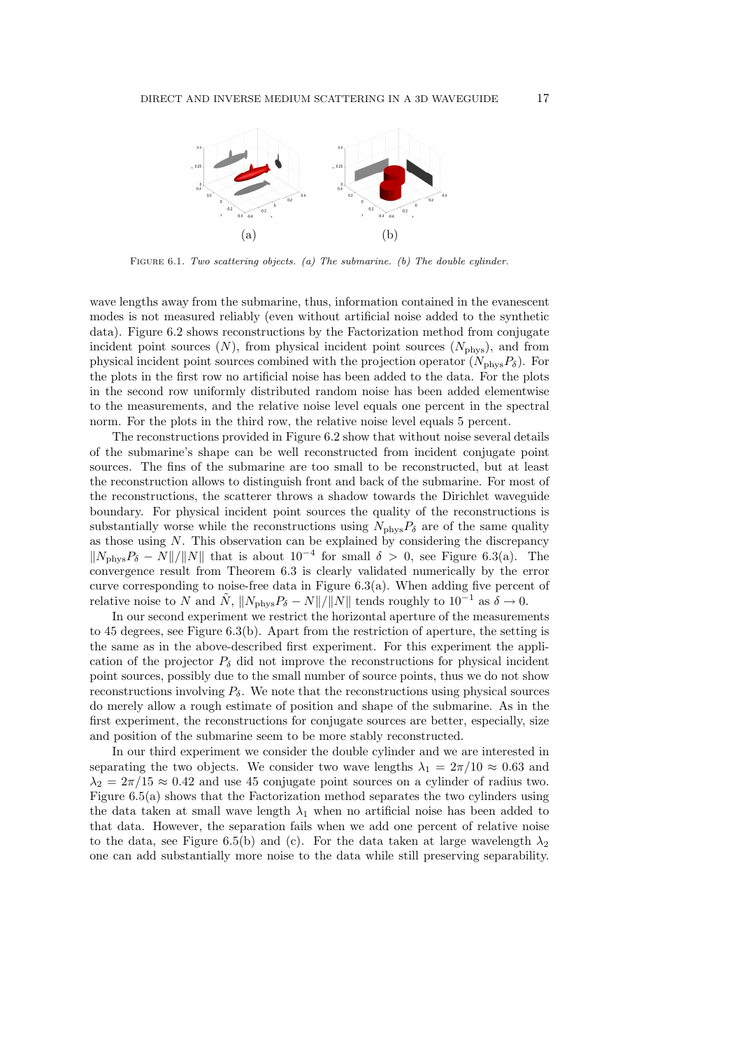FIGURE 6.1. *Two scattering objects. (a) The submarine. (b) The double cylinder.*

wave lengths away from the submarine, thus, information contained in the evanescent modes is not measured reliably (even without artificial noise added to the synthetic data). Figure 6.2 shows reconstructions by the Factorization method from conjugate incident point sources ($N$), from physical incident point sources ($N_{\text{phys}}$), and from physical incident point sources combined with the projection operator ($N_{\text{phys}} P_\delta$). For the plots in the first row no artificial noise has been added to the data. For the plots in the second row uniformly distributed random noise has been added elementwise to the measurements, and the relative noise level equals one percent in the spectral norm. For the plots in the third row, the relative noise level equals 5 percent.

The reconstructions provided in Figure 6.2 show that without noise several details of the submarine's shape can be well reconstructed from incident conjugate point sources. The fins of the submarine are too small to be reconstructed, but at least the reconstruction allows to distinguish front and back of the submarine. For most of the reconstructions, the scatterer throws a shadow towards the Dirichlet waveguide boundary. For physical incident point sources the quality of the reconstructions is substantially worse while the reconstructions using $N_{\text{phys}} P_\delta$ are of the same quality as those using $N$. This observation can be explained by considering the discrepancy $\|N_{\text{phys}} P_\delta - N\|/\|N\|$ that is about $10^{-4}$ for small $\delta > 0$, see Figure 6.3(a). The convergence result from Theorem 6.3 is clearly validated numerically by the error curve corresponding to noise-free data in Figure 6.3(a). When adding five percent of relative noise to $N$ and $\tilde{N}$, $\|N_{\text{phys}} P_\delta - N\|/\|N\|$ tends roughly to $10^{-1}$ as $\delta \to 0$.

In our second experiment we restrict the horizontal aperture of the measurements to 45 degrees, see Figure 6.3(b). Apart from the restriction of aperture, the setting is the same as in the above-described first experiment. For this experiment the application of the projector $P_\delta$ did not improve the reconstructions for physical incident point sources, possibly due to the small number of source points, thus we do not show reconstructions involving $P_\delta$. We note that the reconstructions using physical sources do merely allow a rough estimate of position and shape of the submarine. As in the first experiment, the reconstructions for conjugate sources are better, especially, size and position of the submarine seem to be more stably reconstructed.

In our third experiment we consider the double cylinder and we are interested in separating the two objects. We consider two wave lengths $\lambda_1 = 2\pi/10 \approx 0.63$ and $\lambda_2 = 2\pi/15 \approx 0.42$ and use 45 conjugate point sources on a cylinder of radius two. Figure 6.5(a) shows that the Factorization method separates the two cylinders using the data taken at small wave length $\lambda_1$ when no artificial noise has been added to that data. However, the separation fails when we add one percent of relative noise to the data, see Figure 6.5(b) and (c). For the data taken at large wavelength $\lambda_2$ one can add substantially more noise to the data while still preserving separability.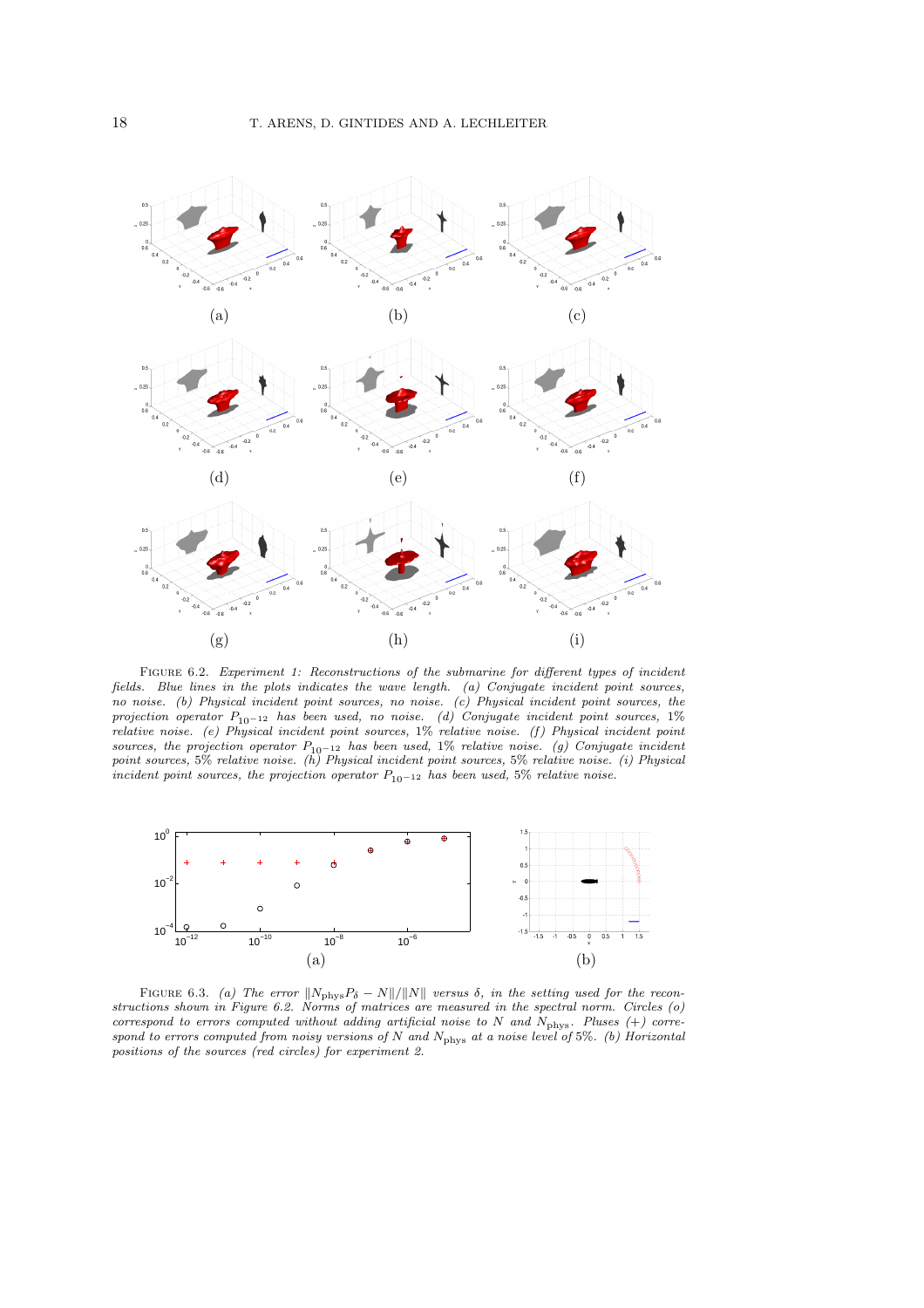(a) (b) (c)

(d) (e) (f)

(g) (h) (i)

Figure 6.2. *Experiment 1: Reconstructions of the submarine for different types of incident fields. Blue lines in the plots indicates the wave length. (a) Conjugate incident point sources, no noise. (b) Physical incident point sources, no noise. (c) Physical incident point sources, the projection operator $P_{10^{-12}}$ has been used, no noise. (d) Conjugate incident point sources, 1% relative noise. (e) Physical incident point sources, 1% relative noise. (f) Physical incident point sources, the projection operator $P_{10^{-12}}$ has been used, 1% relative noise. (g) Conjugate incident point sources, 5% relative noise. (h) Physical incident point sources, 5% relative noise. (i) Physical incident point sources, the projection operator $P_{10^{-12}}$ has been used, 5% relative noise.*

(a) (b)

Figure 6.3. *(a) The error $\|N_{\text{phys}} P_\delta - N\| / \|N\|$ versus $\delta$, in the setting used for the reconstructions shown in Figure 6.2. Norms of matrices are measured in the spectral norm. Circles (o) correspond to errors computed without adding artificial noise to $N$ and $N_{\text{phys}}$. Pluses (+) correspond to errors computed from noisy versions of $N$ and $N_{\text{phys}}$ at a noise level of 5%. (b) Horizontal positions of the sources (red circles) for experiment 2.*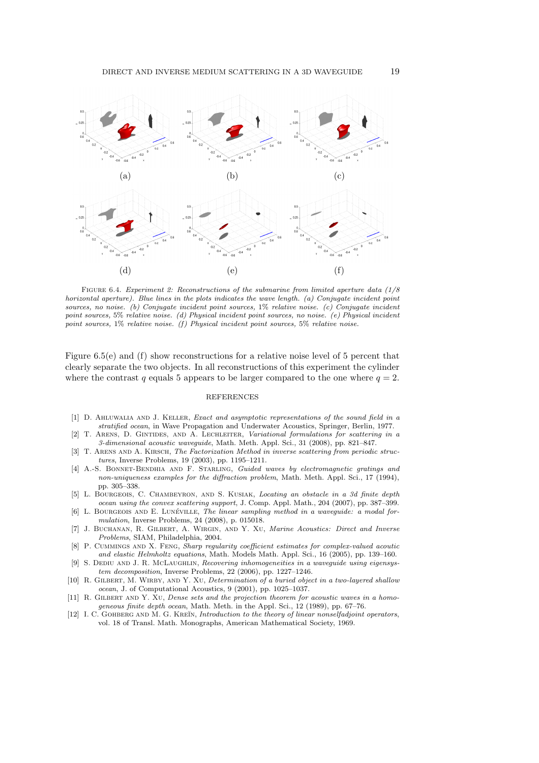(a) (b) (c)

(d) (e) (f)

FIGURE 6.4. *Experiment 2: Reconstructions of the submarine from limited aperture data (1/8 horizontal aperture). Blue lines in the plots indicates the wave length. (a) Conjugate incident point sources, no noise. (b) Conjugate incident point sources,* 1% *relative noise. (c) Conjugate incident point sources,* 5% *relative noise. (d) Physical incident point sources, no noise. (e) Physical incident point sources,* 1% *relative noise. (f) Physical incident point sources,* 5% *relative noise.*

Figure 6.5(e) and (f) show reconstructions for a relative noise level of 5 percent that clearly separate the two objects. In all reconstructions of this experiment the cylinder where the contrast $q$ equals 5 appears to be larger compared to the one where $q = 2$.

## REFERENCES

[1] D. Ahluwalia and J. Keller, *Exact and asymptotic representations of the sound field in a stratified ocean*, in Wave Propagation and Underwater Acoustics, Springer, Berlin, 1977.

[2] T. Arens, D. Gintides, and A. Lechleiter, *Variational formulations for scattering in a 3-dimensional acoustic waveguide*, Math. Meth. Appl. Sci., 31 (2008), pp. 821–847.

[3] T. Arens and A. Kirsch, *The Factorization Method in inverse scattering from periodic structures*, Inverse Problems, 19 (2003), pp. 1195–1211.

[4] A.-S. Bonnet-Bendhia and F. Starling, *Guided waves by electromagnetic gratings and non-uniqueness examples for the diffraction problem*, Math. Meth. Appl. Sci., 17 (1994), pp. 305–338.

[5] L. Bourgeois, C. Chambeyron, and S. Kusiak, *Locating an obstacle in a 3d finite depth ocean using the convex scattering support*, J. Comp. Appl. Math., 204 (2007), pp. 387–399.

[6] L. Bourgeois and E. Lunéville, *The linear sampling method in a waveguide: a modal formulation*, Inverse Problems, 24 (2008), p. 015018.

[7] J. Buchanan, R. Gilbert, A. Wirgin, and Y. Xu, *Marine Acoustics: Direct and Inverse Problems*, SIAM, Philadelphia, 2004.

[8] P. Cummings and X. Feng, *Sharp regularity coefficient estimates for complex-valued acoutic and elastic Helmholtz equations*, Math. Models Math. Appl. Sci., 16 (2005), pp. 139–160.

[9] S. Dediu and J. R. McLaughlin, *Recovering inhomogeneities in a waveguide using eigensystem decomposition*, Inverse Problems, 22 (2006), pp. 1227–1246.

[10] R. Gilbert, M. Wirby, and Y. Xu, *Determination of a buried object in a two-layered shallow ocean*, J. of Computational Acoustics, 9 (2001), pp. 1025–1037.

[11] R. Gilbert and Y. Xu, *Dense sets and the projection theorem for acoustic waves in a homogeneous finite depth ocean*, Math. Meth. in the Appl. Sci., 12 (1989), pp. 67–76.

[12] I. C. Gohberg and M. G. Kreĭn, *Introduction to the theory of linear nonselfadjoint operators*, vol. 18 of Transl. Math. Monographs, American Mathematical Society, 1969.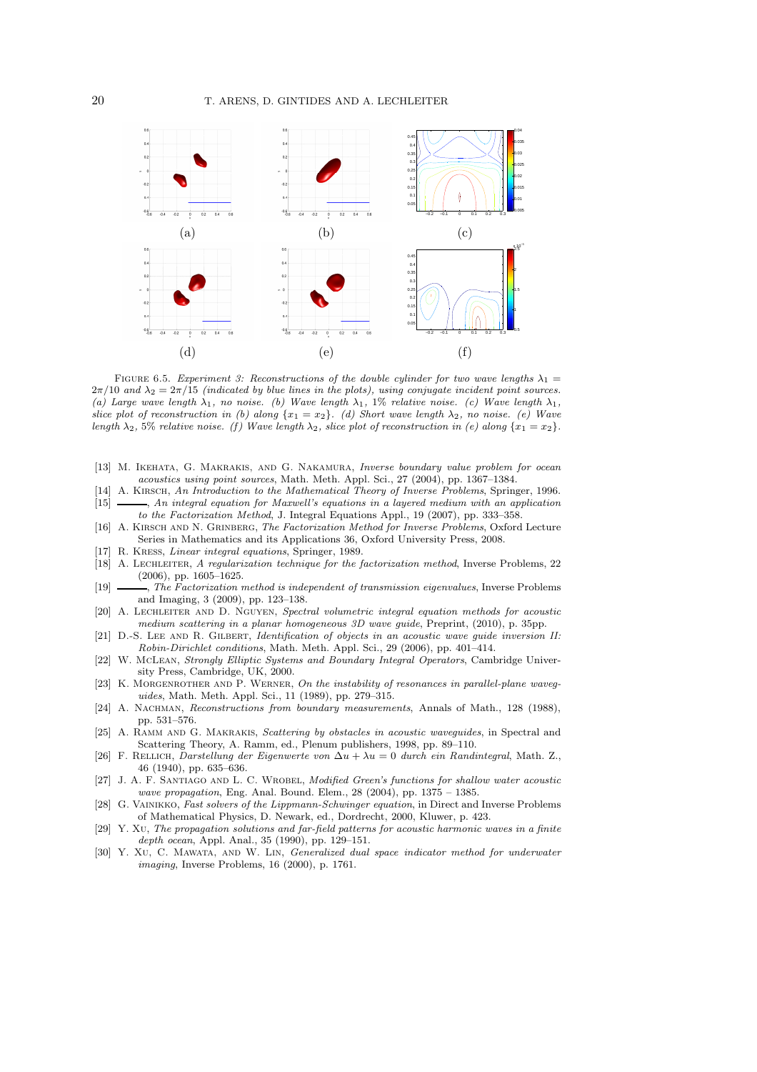(a) (b) (c)

(d) (e) (f)

Figure 6.5. *Experiment 3: Reconstructions of the double cylinder for two wave lengths $\lambda_1 = 2\pi/10$ and $\lambda_2 = 2\pi/15$ (indicated by blue lines in the plots), using conjugate incident point sources. (a) Large wave length $\lambda_1$, no noise. (b) Wave length $\lambda_1$, 1% relative noise. (c) Wave length $\lambda_1$, slice plot of reconstruction in (b) along $\{x_1 = x_2\}$. (d) Short wave length $\lambda_2$, no noise. (e) Wave length $\lambda_2$, 5% relative noise. (f) Wave length $\lambda_2$, slice plot of reconstruction in (e) along $\{x_1 = x_2\}$.*

[13] M. Ikehata, G. Makrakis, and G. Nakamura, *Inverse boundary value problem for ocean acoustics using point sources*, Math. Meth. Appl. Sci., 27 (2004), pp. 1367–1384.

[14] A. Kirsch, *An Introduction to the Mathematical Theory of Inverse Problems*, Springer, 1996.

[15] ———, *An integral equation for Maxwell's equations in a layered medium with an application to the Factorization Method*, J. Integral Equations Appl., 19 (2007), pp. 333–358.

[16] A. Kirsch and N. Grinberg, *The Factorization Method for Inverse Problems*, Oxford Lecture Series in Mathematics and its Applications 36, Oxford University Press, 2008.

[17] R. Kress, *Linear integral equations*, Springer, 1989.

[18] A. Lechleiter, *A regularization technique for the factorization method*, Inverse Problems, 22 (2006), pp. 1605–1625.

[19] ———, *The Factorization method is independent of transmission eigenvalues*, Inverse Problems and Imaging, 3 (2009), pp. 123–138.

[20] A. Lechleiter and D. Nguyen, *Spectral volumetric integral equation methods for acoustic medium scattering in a planar homogeneous 3D wave guide*, Preprint, (2010), p. 35pp.

[21] D.-S. Lee and R. Gilbert, *Identification of objects in an acoustic wave guide inversion II: Robin-Dirichlet conditions*, Math. Meth. Appl. Sci., 29 (2006), pp. 401–414.

[22] W. McLean, *Strongly Elliptic Systems and Boundary Integral Operators*, Cambridge University Press, Cambridge, UK, 2000.

[23] K. Morgenrother and P. Werner, *On the instability of resonances in parallel-plane waveguides*, Math. Meth. Appl. Sci., 11 (1989), pp. 279–315.

[24] A. Nachman, *Reconstructions from boundary measurements*, Annals of Math., 128 (1988), pp. 531–576.

[25] A. Ramm and G. Makrakis, *Scattering by obstacles in acoustic waveguides*, in Spectral and Scattering Theory, A. Ramm, ed., Plenum publishers, 1998, pp. 89–110.

[26] F. Rellich, *Darstellung der Eigenwerte von $\Delta u + \lambda u = 0$ durch ein Randintegral*, Math. Z., 46 (1940), pp. 635–636.

[27] J. A. F. Santiago and L. C. Wrobel, *Modified Green's functions for shallow water acoustic wave propagation*, Eng. Anal. Bound. Elem., 28 (2004), pp. 1375 – 1385.

[28] G. Vainikko, *Fast solvers of the Lippmann-Schwinger equation*, in Direct and Inverse Problems of Mathematical Physics, D. Newark, ed., Dordrecht, 2000, Kluwer, p. 423.

[29] Y. Xu, *The propagation solutions and far-field patterns for acoustic harmonic waves in a finite depth ocean*, Appl. Anal., 35 (1990), pp. 129–151.

[30] Y. Xu, C. Mawata, and W. Lin, *Generalized dual space indicator method for underwater imaging*, Inverse Problems, 16 (2000), p. 1761.